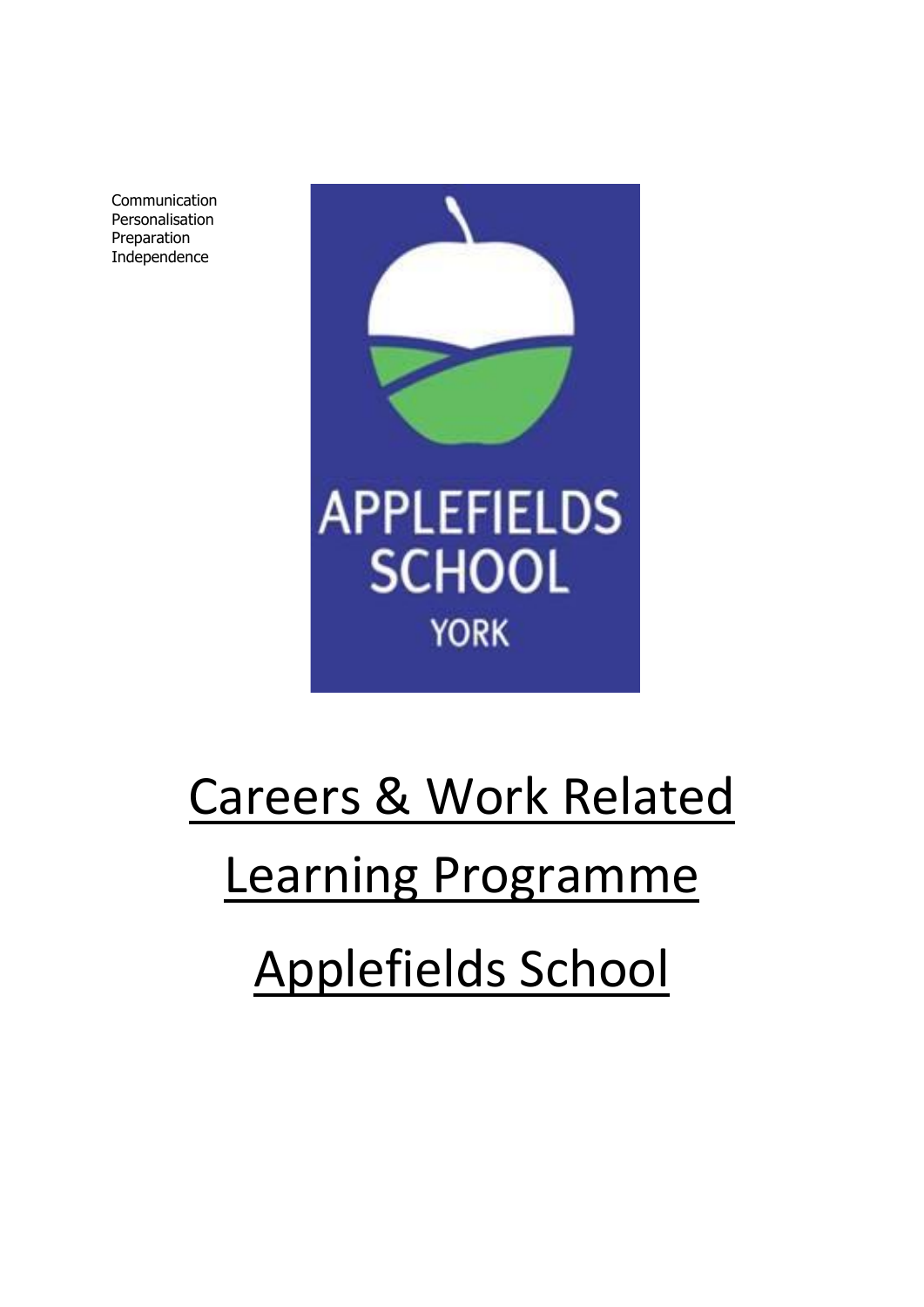Communication
Personalisation
Preparation
Independence

APPLEFIELDS SCHOOL
YORK

# Careers & Work Related Learning Programme

# Applefields School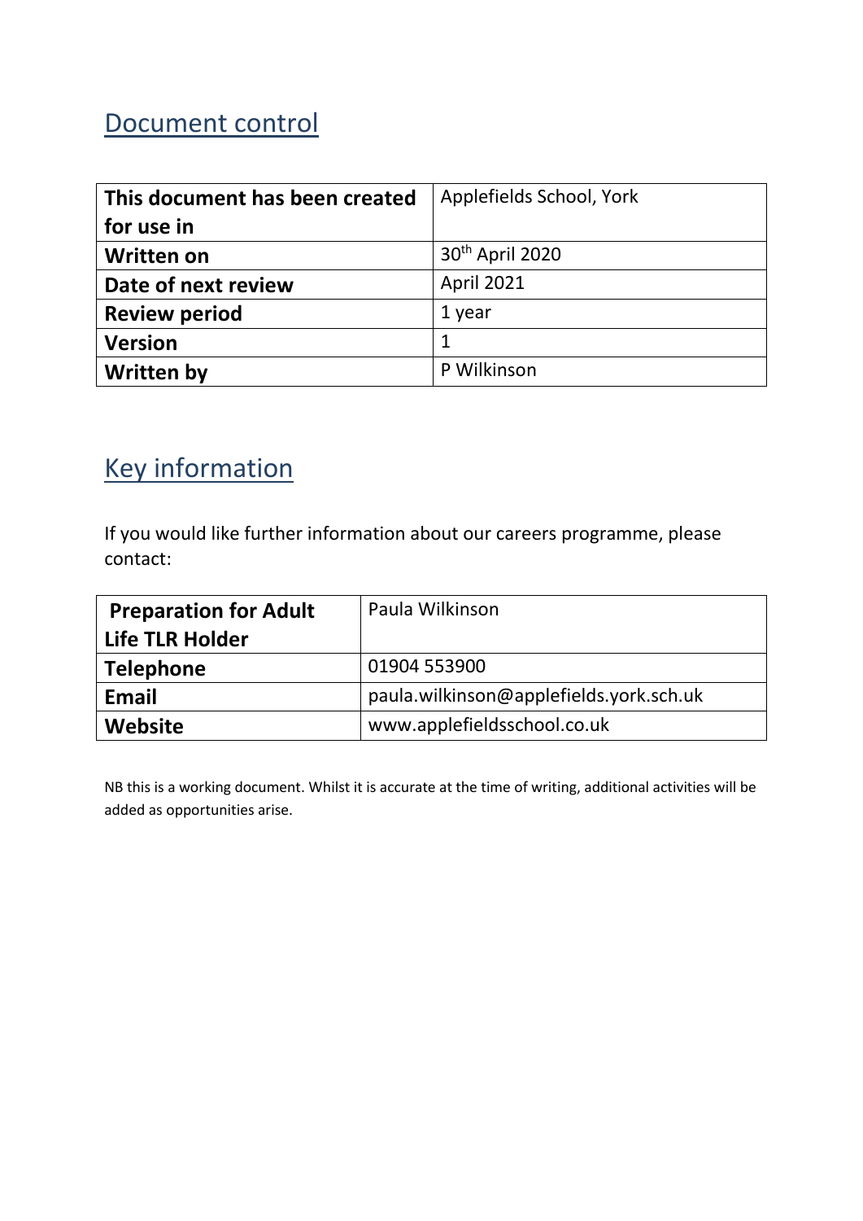## Document control

| This document has been created for use in | Applefields School, York |
|---|---|
| Written on | 30th April 2020 |
| Date of next review | April 2021 |
| Review period | 1 year |
| Version | 1 |
| Written by | P Wilkinson |

## Key information

If you would like further information about our careers programme, please contact:

| Preparation for Adult Life TLR Holder | Paula Wilkinson |
|---|---|
| Telephone | 01904 553900 |
| Email | paula.wilkinson@applefields.york.sch.uk |
| Website | www.applefieldsschool.co.uk |

NB this is a working document. Whilst it is accurate at the time of writing, additional activities will be added as opportunities arise.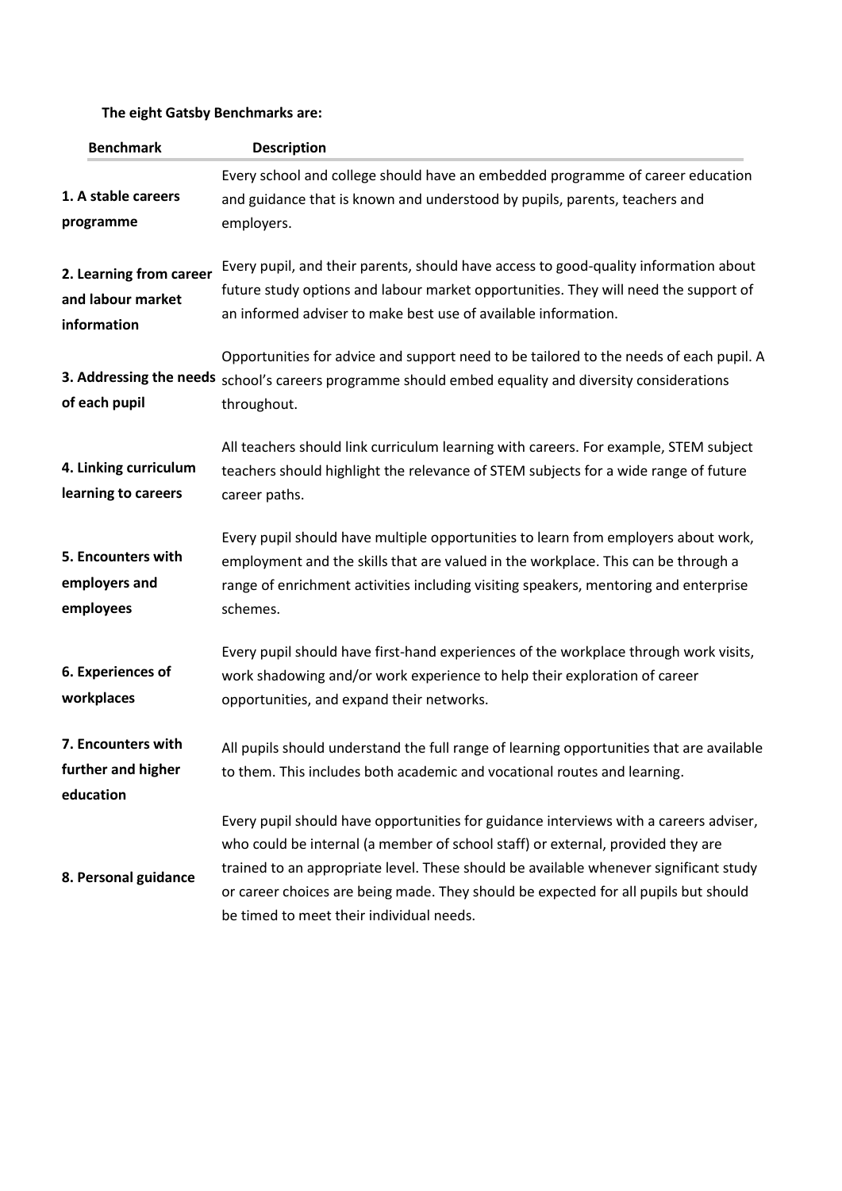**The eight Gatsby Benchmarks are:**

| Benchmark | Description |
|---|---|
| **1. A stable careers programme** | Every school and college should have an embedded programme of career education and guidance that is known and understood by pupils, parents, teachers and employers. |
| **2. Learning from career and labour market information** | Every pupil, and their parents, should have access to good-quality information about future study options and labour market opportunities. They will need the support of an informed adviser to make best use of available information. |
| **3. Addressing the needs of each pupil** | Opportunities for advice and support need to be tailored to the needs of each pupil. A school's careers programme should embed equality and diversity considerations throughout. |
| **4. Linking curriculum learning to careers** | All teachers should link curriculum learning with careers. For example, STEM subject teachers should highlight the relevance of STEM subjects for a wide range of future career paths. |
| **5. Encounters with employers and employees** | Every pupil should have multiple opportunities to learn from employers about work, employment and the skills that are valued in the workplace. This can be through a range of enrichment activities including visiting speakers, mentoring and enterprise schemes. |
| **6. Experiences of workplaces** | Every pupil should have first-hand experiences of the workplace through work visits, work shadowing and/or work experience to help their exploration of career opportunities, and expand their networks. |
| **7. Encounters with further and higher education** | All pupils should understand the full range of learning opportunities that are available to them. This includes both academic and vocational routes and learning. |
| **8. Personal guidance** | Every pupil should have opportunities for guidance interviews with a careers adviser, who could be internal (a member of school staff) or external, provided they are trained to an appropriate level. These should be available whenever significant study or career choices are being made. They should be expected for all pupils but should be timed to meet their individual needs. |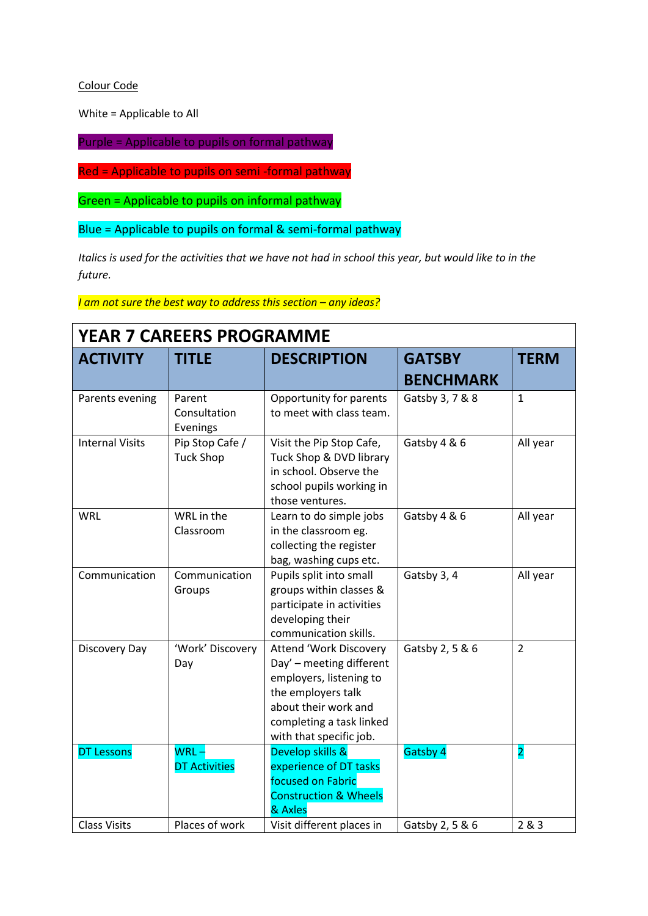Colour Code

White = Applicable to All

Purple = Applicable to pupils on formal pathway

Red = Applicable to pupils on semi -formal pathway

Green = Applicable to pupils on informal pathway

Blue = Applicable to pupils on formal & semi-formal pathway

*Italics is used for the activities that we have not had in school this year, but would like to in the future.*

*I am not sure the best way to address this section – any ideas?*

| YEAR 7 CAREERS PROGRAMME | | | | |
|---|---|---|---|---|
| **ACTIVITY** | **TITLE** | **DESCRIPTION** | **GATSBY BENCHMARK** | **TERM** |
| Parents evening | Parent Consultation Evenings | Opportunity for parents to meet with class team. | Gatsby 3, 7 & 8 | 1 |
| Internal Visits | Pip Stop Cafe / Tuck Shop | Visit the Pip Stop Cafe, Tuck Shop & DVD library in school. Observe the school pupils working in those ventures. | Gatsby 4 & 6 | All year |
| WRL | WRL in the Classroom | Learn to do simple jobs in the classroom eg. collecting the register bag, washing cups etc. | Gatsby 4 & 6 | All year |
| Communication | Communication Groups | Pupils split into small groups within classes & participate in activities developing their communication skills. | Gatsby 3, 4 | All year |
| Discovery Day | 'Work' Discovery Day | Attend 'Work Discovery Day' – meeting different employers, listening to the employers talk about their work and completing a task linked with that specific job. | Gatsby 2, 5 & 6 | 2 |
| DT Lessons | WRL – DT Activities | Develop skills & experience of DT tasks focused on Fabric Construction & Wheels & Axles | Gatsby 4 | 2 |
| Class Visits | Places of work | Visit different places in | Gatsby 2, 5 & 6 | 2 & 3 |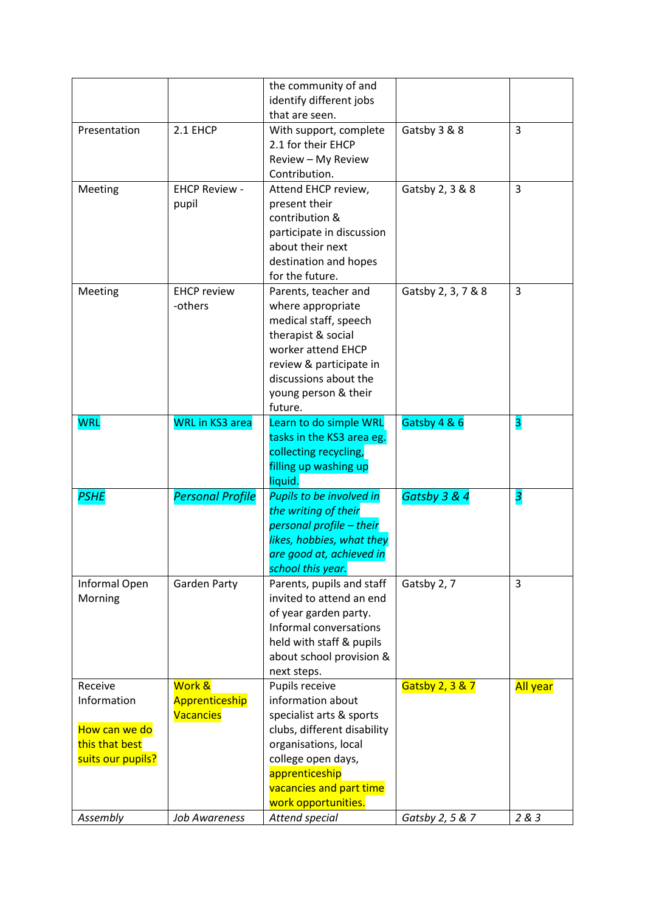| | | | | |
|---|---|---|---|---|
| | | the community of and identify different jobs that are seen. | | |
| Presentation | 2.1 EHCP | With support, complete 2.1 for their EHCP Review – My Review Contribution. | Gatsby 3 & 8 | 3 |
| Meeting | EHCP Review - pupil | Attend EHCP review, present their contribution & participate in discussion about their next destination and hopes for the future. | Gatsby 2, 3 & 8 | 3 |
| Meeting | EHCP review -others | Parents, teacher and where appropriate medical staff, speech therapist & social worker attend EHCP review & participate in discussions about the young person & their future. | Gatsby 2, 3, 7 & 8 | 3 |
| WRL | WRL in KS3 area | Learn to do simple WRL tasks in the KS3 area eg. collecting recycling, filling up washing up liquid. | Gatsby 4 & 6 | 3 |
| *PSHE* | *Personal Profile* | *Pupils to be involved in the writing of their personal profile – their likes, hobbies, what they are good at, achieved in school this year.* | *Gatsby 3 & 4* | *3* |
| Informal Open Morning | Garden Party | Parents, pupils and staff invited to attend an end of year garden party. Informal conversations held with staff & pupils about school provision & next steps. | Gatsby 2, 7 | 3 |
| Receive Information<br><br>How can we do this that best suits our pupils? | Work & Apprenticeship Vacancies | Pupils receive information about specialist arts & sports clubs, different disability organisations, local college open days, apprenticeship vacancies and part time work opportunities. | Gatsby 2, 3 & 7 | All year |
| *Assembly* | *Job Awareness* | *Attend special* | *Gatsby 2, 5 & 7* | *2 & 3* |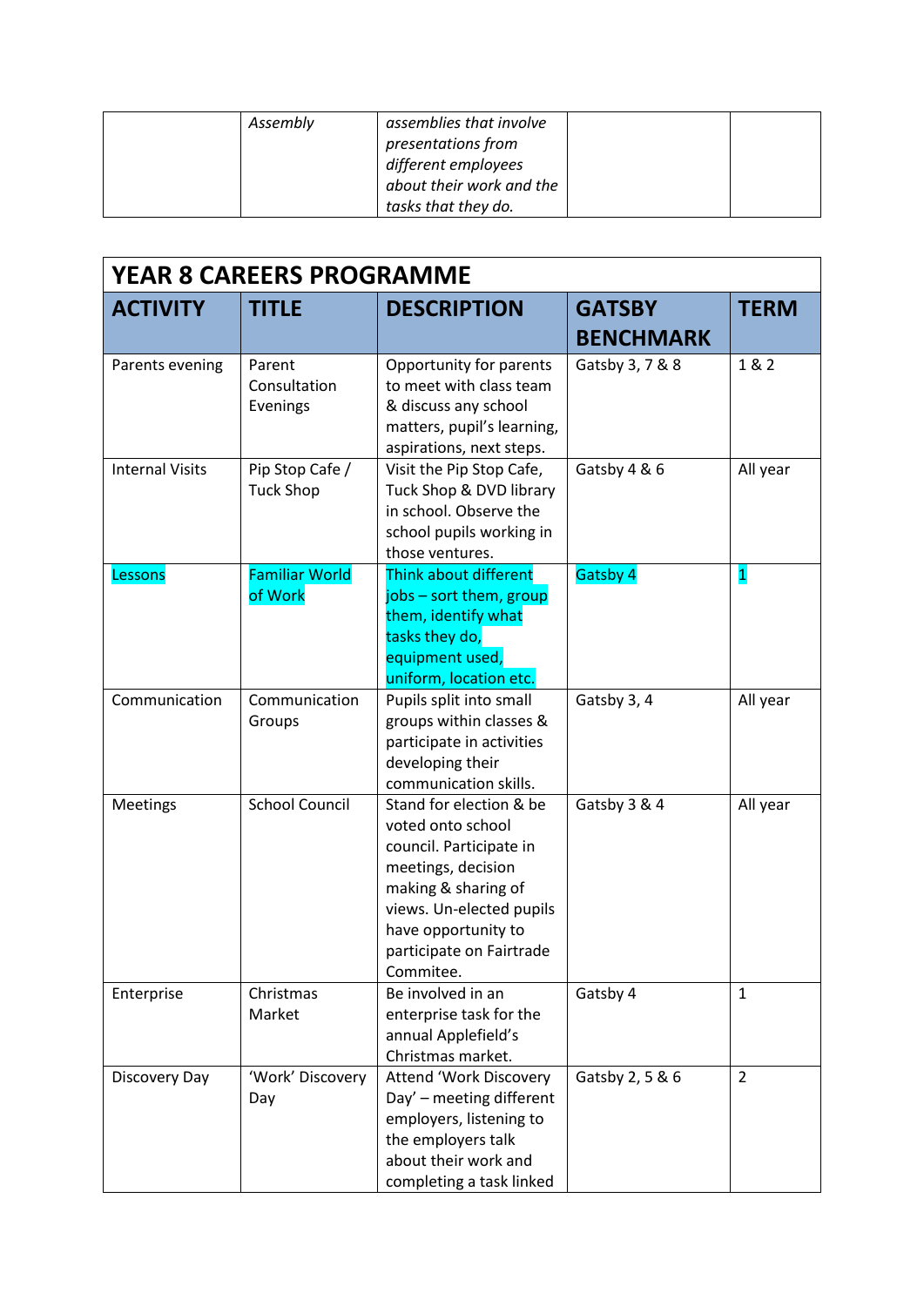| | | | | |
|---|---|---|---|---|
| | *Assembly* | *assemblies that involve presentations from different employees about their work and the tasks that they do.* | | |

## YEAR 8 CAREERS PROGRAMME

| ACTIVITY | TITLE | DESCRIPTION | GATSBY BENCHMARK | TERM |
|---|---|---|---|---|
| Parents evening | Parent Consultation Evenings | Opportunity for parents to meet with class team & discuss any school matters, pupil's learning, aspirations, next steps. | Gatsby 3, 7 & 8 | 1 & 2 |
| Internal Visits | Pip Stop Cafe / Tuck Shop | Visit the Pip Stop Cafe, Tuck Shop & DVD library in school. Observe the school pupils working in those ventures. | Gatsby 4 & 6 | All year |
| Lessons | Familiar World of Work | Think about different jobs – sort them, group them, identify what tasks they do, equipment used, uniform, location etc. | Gatsby 4 | 1 |
| Communication | Communication Groups | Pupils split into small groups within classes & participate in activities developing their communication skills. | Gatsby 3, 4 | All year |
| Meetings | School Council | Stand for election & be voted onto school council. Participate in meetings, decision making & sharing of views. Un-elected pupils have opportunity to participate on Fairtrade Commitee. | Gatsby 3 & 4 | All year |
| Enterprise | Christmas Market | Be involved in an enterprise task for the annual Applefield's Christmas market. | Gatsby 4 | 1 |
| Discovery Day | 'Work' Discovery Day | Attend 'Work Discovery Day' – meeting different employers, listening to the employers talk about their work and completing a task linked | Gatsby 2, 5 & 6 | 2 |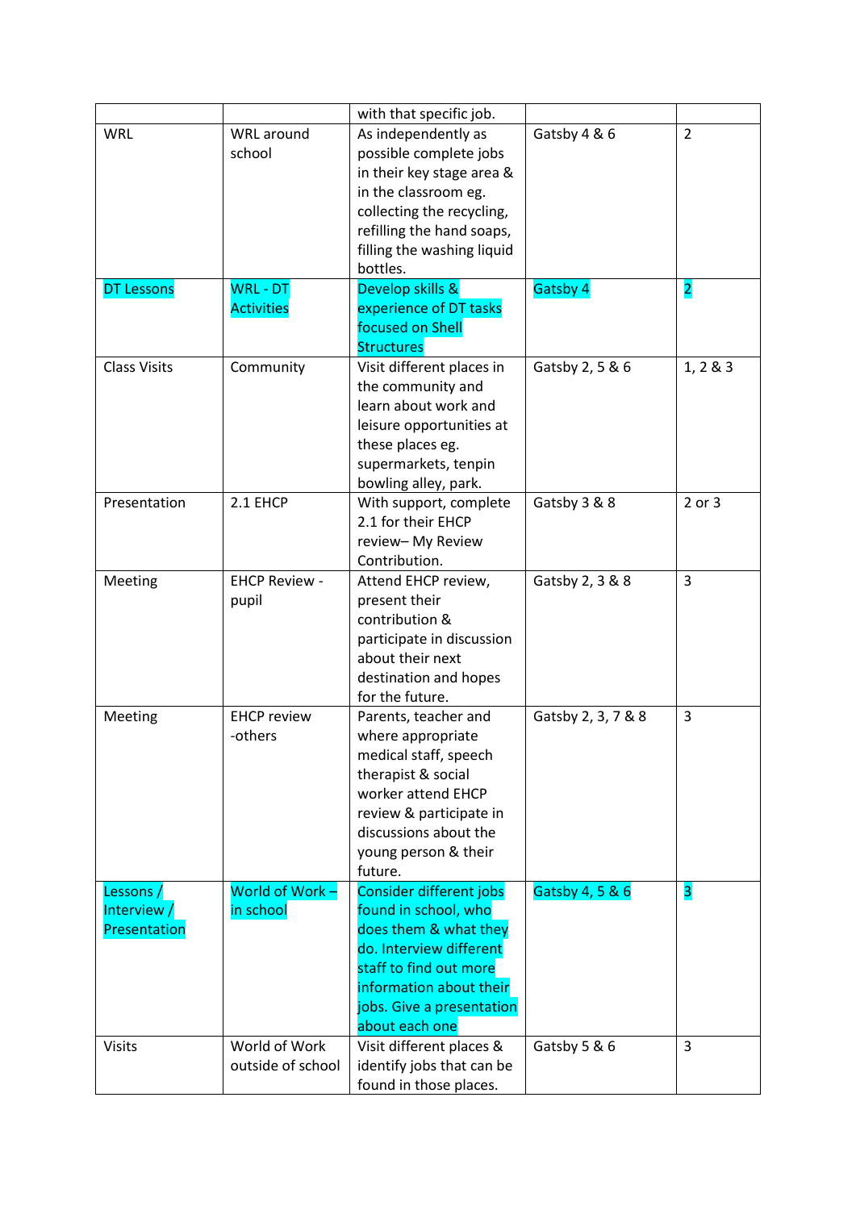| | | with that specific job. | | |
|---|---|---|---|---|
| WRL | WRL around school | As independently as possible complete jobs in their key stage area & in the classroom eg. collecting the recycling, refilling the hand soaps, filling the washing liquid bottles. | Gatsby 4 & 6 | 2 |
| DT Lessons | WRL - DT Activities | Develop skills & experience of DT tasks focused on Shell Structures | Gatsby 4 | 2 |
| Class Visits | Community | Visit different places in the community and learn about work and leisure opportunities at these places eg. supermarkets, tenpin bowling alley, park. | Gatsby 2, 5 & 6 | 1, 2 & 3 |
| Presentation | 2.1 EHCP | With support, complete 2.1 for their EHCP review– My Review Contribution. | Gatsby 3 & 8 | 2 or 3 |
| Meeting | EHCP Review - pupil | Attend EHCP review, present their contribution & participate in discussion about their next destination and hopes for the future. | Gatsby 2, 3 & 8 | 3 |
| Meeting | EHCP review -others | Parents, teacher and where appropriate medical staff, speech therapist & social worker attend EHCP review & participate in discussions about the young person & their future. | Gatsby 2, 3, 7 & 8 | 3 |
| Lessons / Interview / Presentation | World of Work – in school | Consider different jobs found in school, who does them & what they do. Interview different staff to find out more information about their jobs. Give a presentation about each one | Gatsby 4, 5 & 6 | 3 |
| Visits | World of Work outside of school | Visit different places & identify jobs that can be found in those places. | Gatsby 5 & 6 | 3 |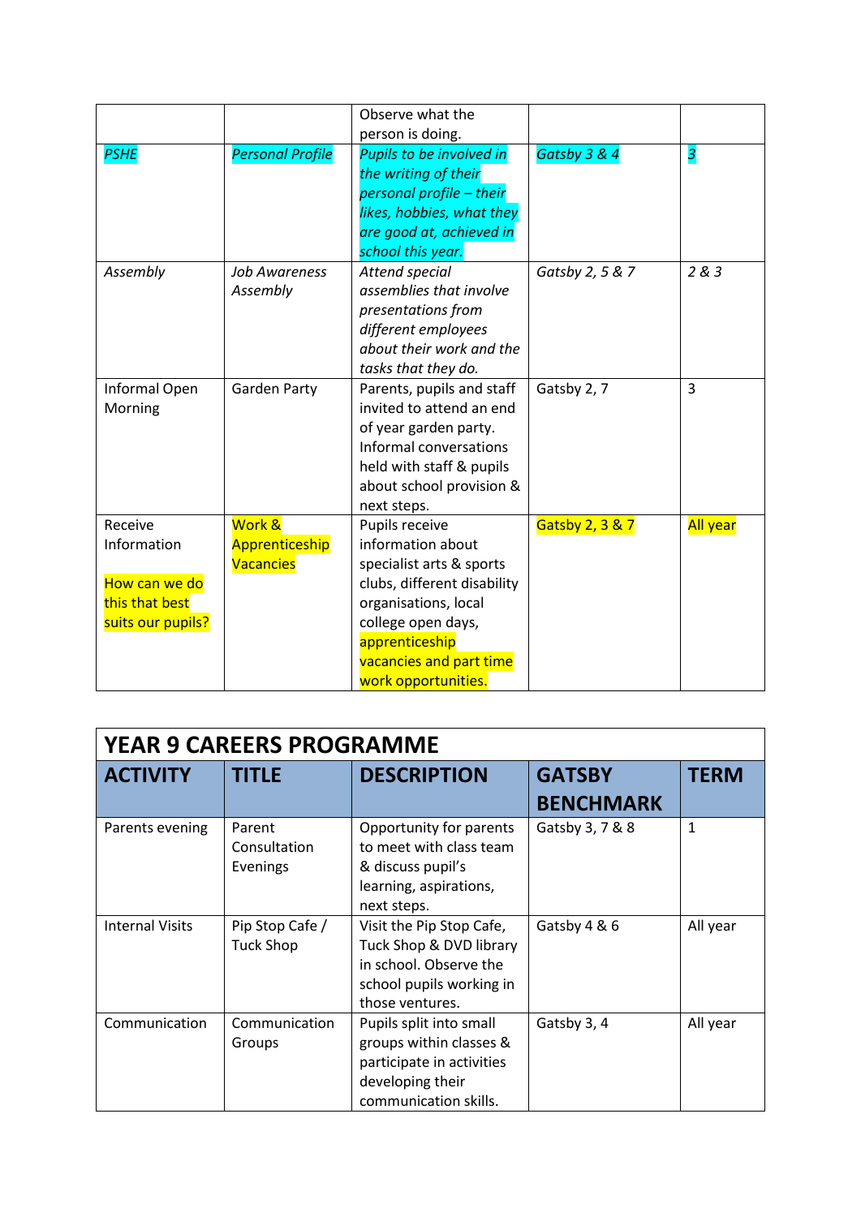| | | | | |
|---|---|---|---|---|
| | | Observe what the person is doing. | | |
| *PSHE* | *Personal Profile* | *Pupils to be involved in the writing of their personal profile – their likes, hobbies, what they are good at, achieved in school this year.* | *Gatsby 3 & 4* | *3* |
| *Assembly* | *Job Awareness Assembly* | *Attend special assemblies that involve presentations from different employees about their work and the tasks that they do.* | *Gatsby 2, 5 & 7* | *2 & 3* |
| Informal Open Morning | Garden Party | Parents, pupils and staff invited to attend an end of year garden party. Informal conversations held with staff & pupils about school provision & next steps. | Gatsby 2, 7 | 3 |
| Receive Information<br><br>How can we do this that best suits our pupils? | Work & Apprenticeship Vacancies | Pupils receive information about specialist arts & sports clubs, different disability organisations, local college open days, apprenticeship vacancies and part time work opportunities. | Gatsby 2, 3 & 7 | All year |

| YEAR 9 CAREERS PROGRAMME | | | | |
|---|---|---|---|---|
| **ACTIVITY** | **TITLE** | **DESCRIPTION** | **GATSBY BENCHMARK** | **TERM** |
| Parents evening | Parent Consultation Evenings | Opportunity for parents to meet with class team & discuss pupil's learning, aspirations, next steps. | Gatsby 3, 7 & 8 | 1 |
| Internal Visits | Pip Stop Cafe / Tuck Shop | Visit the Pip Stop Cafe, Tuck Shop & DVD library in school. Observe the school pupils working in those ventures. | Gatsby 4 & 6 | All year |
| Communication | Communication Groups | Pupils split into small groups within classes & participate in activities developing their communication skills. | Gatsby 3, 4 | All year |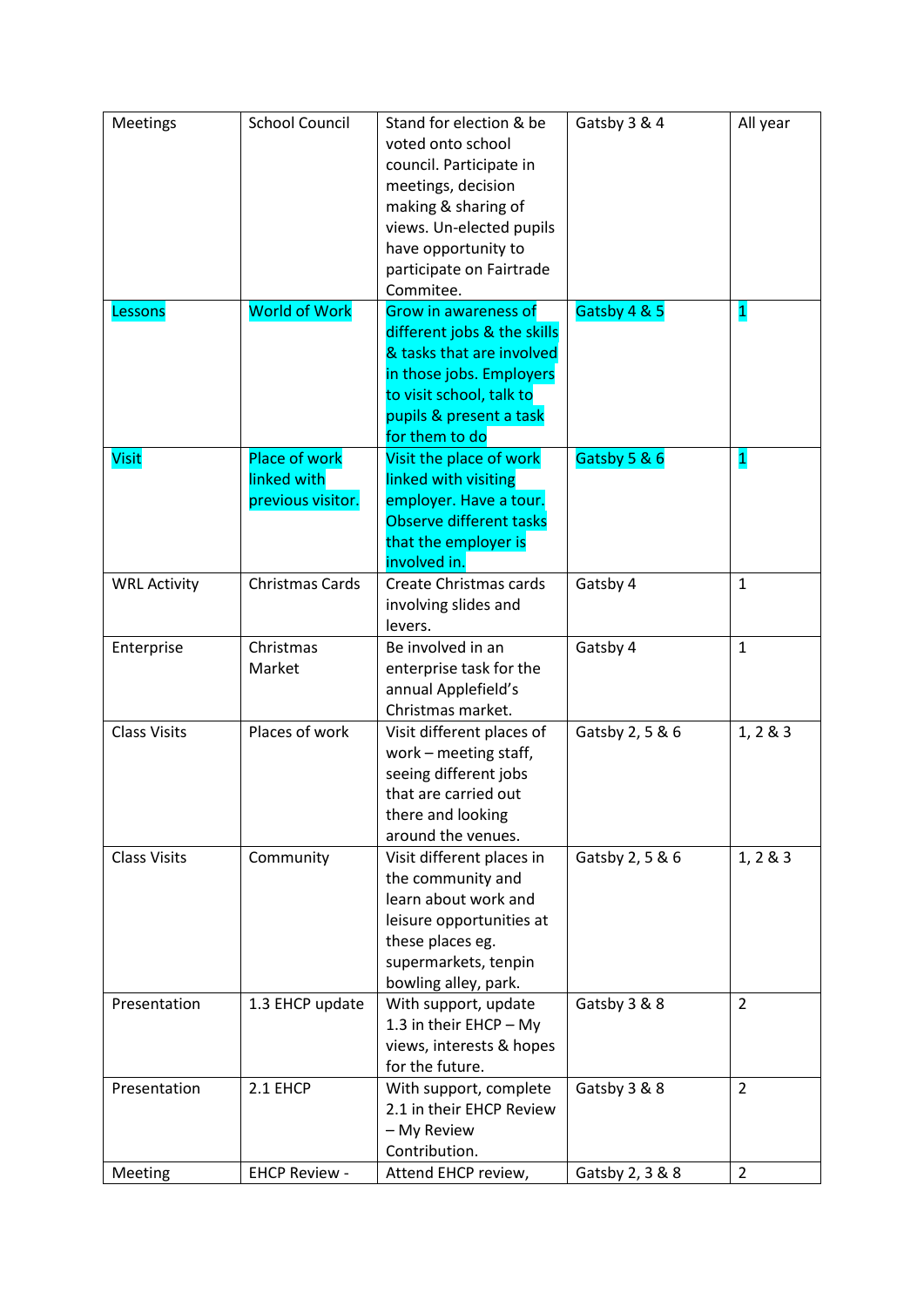| Meetings | School Council | Stand for election & be voted onto school council. Participate in meetings, decision making & sharing of views. Un-elected pupils have opportunity to participate on Fairtrade Commitee. | Gatsby 3 & 4 | All year |
|---|---|---|---|---|
| Lessons | World of Work | Grow in awareness of different jobs & the skills & tasks that are involved in those jobs. Employers to visit school, talk to pupils & present a task for them to do | Gatsby 4 & 5 | 1 |
| Visit | Place of work linked with previous visitor. | Visit the place of work linked with visiting employer. Have a tour. Observe different tasks that the employer is involved in. | Gatsby 5 & 6 | 1 |
| WRL Activity | Christmas Cards | Create Christmas cards involving slides and levers. | Gatsby 4 | 1 |
| Enterprise | Christmas Market | Be involved in an enterprise task for the annual Applefield's Christmas market. | Gatsby 4 | 1 |
| Class Visits | Places of work | Visit different places of work – meeting staff, seeing different jobs that are carried out there and looking around the venues. | Gatsby 2, 5 & 6 | 1, 2 & 3 |
| Class Visits | Community | Visit different places in the community and learn about work and leisure opportunities at these places eg. supermarkets, tenpin bowling alley, park. | Gatsby 2, 5 & 6 | 1, 2 & 3 |
| Presentation | 1.3 EHCP update | With support, update 1.3 in their EHCP – My views, interests & hopes for the future. | Gatsby 3 & 8 | 2 |
| Presentation | 2.1 EHCP | With support, complete 2.1 in their EHCP Review – My Review Contribution. | Gatsby 3 & 8 | 2 |
| Meeting | EHCP Review - | Attend EHCP review, | Gatsby 2, 3 & 8 | 2 |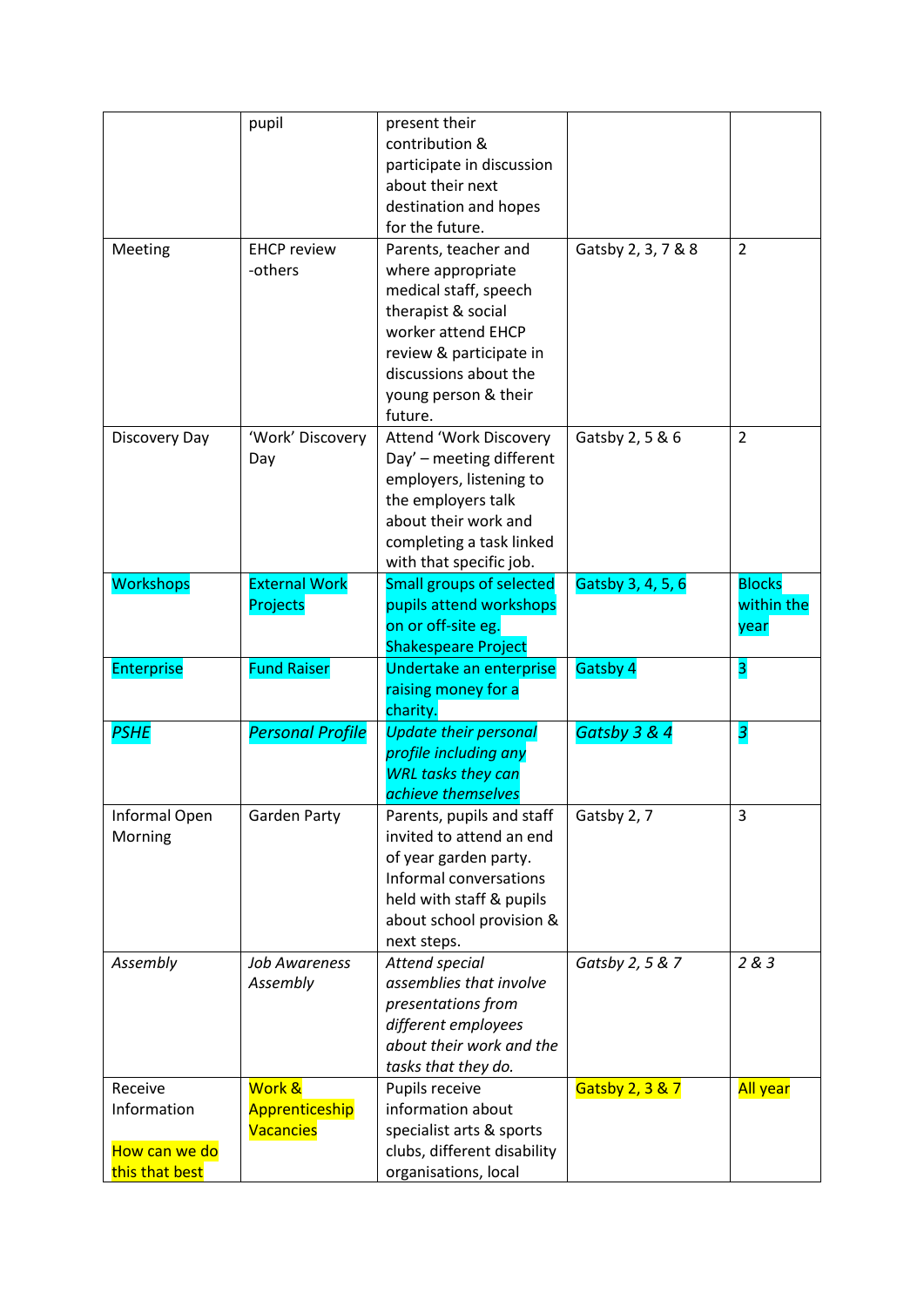| | | | | |
|---|---|---|---|---|
| | pupil | present their contribution & participate in discussion about their next destination and hopes for the future. | | |
| Meeting | EHCP review -others | Parents, teacher and where appropriate medical staff, speech therapist & social worker attend EHCP review & participate in discussions about the young person & their future. | Gatsby 2, 3, 7 & 8 | 2 |
| Discovery Day | 'Work' Discovery Day | Attend 'Work Discovery Day' – meeting different employers, listening to the employers talk about their work and completing a task linked with that specific job. | Gatsby 2, 5 & 6 | 2 |
| Workshops | External Work Projects | Small groups of selected pupils attend workshops on or off-site eg. Shakespeare Project | Gatsby 3, 4, 5, 6 | Blocks within the year |
| Enterprise | Fund Raiser | Undertake an enterprise raising money for a charity. | Gatsby 4 | 3 |
| *PSHE* | *Personal Profile* | *Update their personal profile including any WRL tasks they can achieve themselves* | *Gatsby 3 & 4* | *3* |
| Informal Open Morning | Garden Party | Parents, pupils and staff invited to attend an end of year garden party. Informal conversations held with staff & pupils about school provision & next steps. | Gatsby 2, 7 | 3 |
| *Assembly* | *Job Awareness Assembly* | *Attend special assemblies that involve presentations from different employees about their work and the tasks that they do.* | *Gatsby 2, 5 & 7* | *2 & 3* |
| Receive Information<br><br>How can we do this that best | Work & Apprenticeship Vacancies | Pupils receive information about specialist arts & sports clubs, different disability organisations, local | Gatsby 2, 3 & 7 | All year |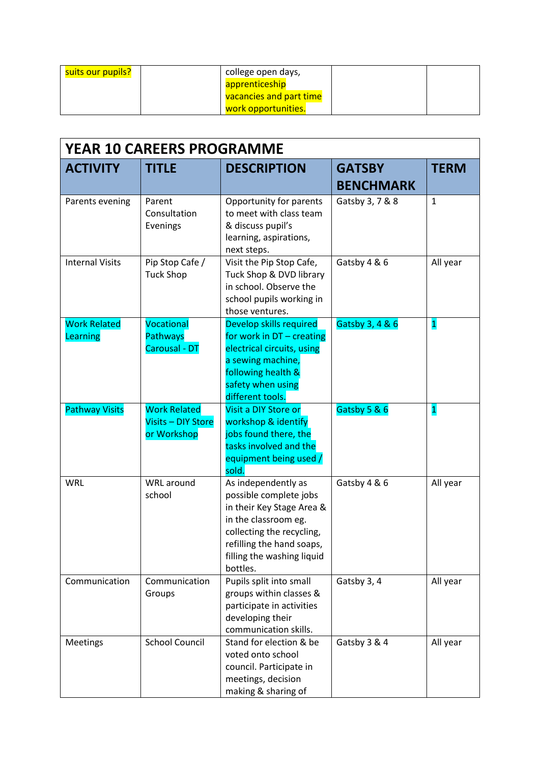| suits our pupils? | | college open days, apprenticeship vacancies and part time work opportunities. | | |
|---|---|---|---|---|

| YEAR 10 CAREERS PROGRAMME | | | | |
|---|---|---|---|---|
| **ACTIVITY** | **TITLE** | **DESCRIPTION** | **GATSBY BENCHMARK** | **TERM** |
| Parents evening | Parent Consultation Evenings | Opportunity for parents to meet with class team & discuss pupil's learning, aspirations, next steps. | Gatsby 3, 7 & 8 | 1 |
| Internal Visits | Pip Stop Cafe / Tuck Shop | Visit the Pip Stop Cafe, Tuck Shop & DVD library in school. Observe the school pupils working in those ventures. | Gatsby 4 & 6 | All year |
| Work Related Learning | Vocational Pathways Carousal - DT | Develop skills required for work in DT – creating electrical circuits, using a sewing machine, following health & safety when using different tools. | Gatsby 3, 4 & 6 | 1 |
| Pathway Visits | Work Related Visits – DIY Store or Workshop | Visit a DIY Store or workshop & identify jobs found there, the tasks involved and the equipment being used / sold. | Gatsby 5 & 6 | 1 |
| WRL | WRL around school | As independently as possible complete jobs in their Key Stage Area & in the classroom eg. collecting the recycling, refilling the hand soaps, filling the washing liquid bottles. | Gatsby 4 & 6 | All year |
| Communication | Communication Groups | Pupils split into small groups within classes & participate in activities developing their communication skills. | Gatsby 3, 4 | All year |
| Meetings | School Council | Stand for election & be voted onto school council. Participate in meetings, decision making & sharing of | Gatsby 3 & 4 | All year |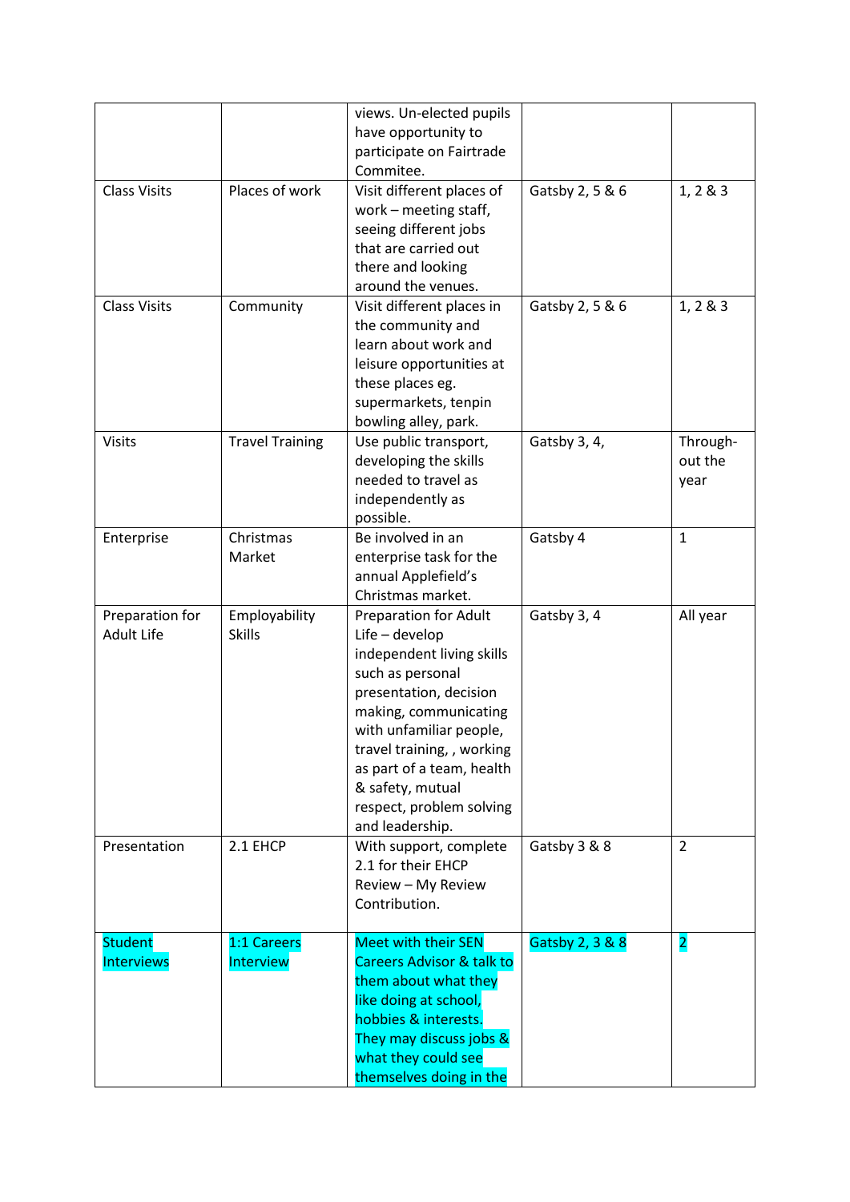| | | | | |
|---|---|---|---|---|
| | | views. Un-elected pupils have opportunity to participate on Fairtrade Commitee. | | |
| Class Visits | Places of work | Visit different places of work – meeting staff, seeing different jobs that are carried out there and looking around the venues. | Gatsby 2, 5 & 6 | 1, 2 & 3 |
| Class Visits | Community | Visit different places in the community and learn about work and leisure opportunities at these places eg. supermarkets, tenpin bowling alley, park. | Gatsby 2, 5 & 6 | 1, 2 & 3 |
| Visits | Travel Training | Use public transport, developing the skills needed to travel as independently as possible. | Gatsby 3, 4, | Through-out the year |
| Enterprise | Christmas Market | Be involved in an enterprise task for the annual Applefield's Christmas market. | Gatsby 4 | 1 |
| Preparation for Adult Life | Employability Skills | Preparation for Adult Life – develop independent living skills such as personal presentation, decision making, communicating with unfamiliar people, travel training, , working as part of a team, health & safety, mutual respect, problem solving and leadership. | Gatsby 3, 4 | All year |
| Presentation | 2.1 EHCP | With support, complete 2.1 for their EHCP Review – My Review Contribution. | Gatsby 3 & 8 | 2 |
| Student Interviews | 1:1 Careers Interview | Meet with their SEN Careers Advisor & talk to them about what they like doing at school, hobbies & interests. They may discuss jobs & what they could see themselves doing in the | Gatsby 2, 3 & 8 | 2 |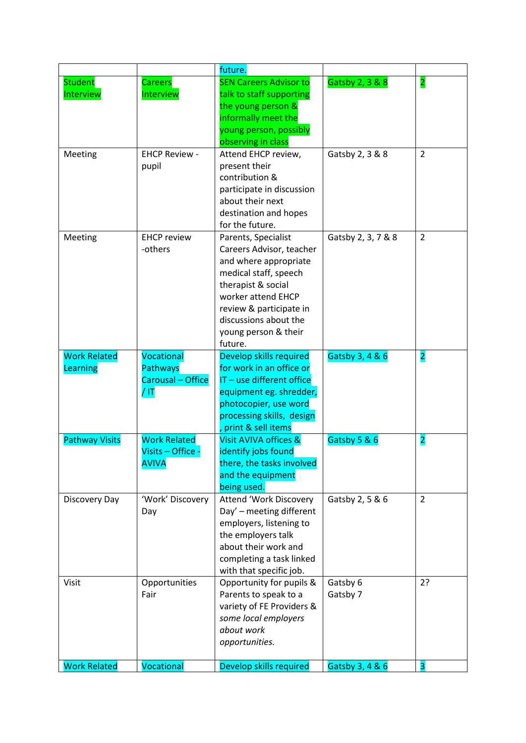| | | future. | | |
|---|---|---|---|---|
| Student Interview | Careers Interview | SEN Careers Advisor to talk to staff supporting the young person & informally meet the young person, possibly observing in class | Gatsby 2, 3 & 8 | 2 |
| Meeting | EHCP Review - pupil | Attend EHCP review, present their contribution & participate in discussion about their next destination and hopes for the future. | Gatsby 2, 3 & 8 | 2 |
| Meeting | EHCP review -others | Parents, Specialist Careers Advisor, teacher and where appropriate medical staff, speech therapist & social worker attend EHCP review & participate in discussions about the young person & their future. | Gatsby 2, 3, 7 & 8 | 2 |
| Work Related Learning | Vocational Pathways Carousal – Office / IT | Develop skills required for work in an office or IT – use different office equipment eg. shredder, photocopier, use word processing skills, design , print & sell items | Gatsby 3, 4 & 6 | 2 |
| Pathway Visits | Work Related Visits – Office - AVIVA | Visit AVIVA offices & identify jobs found there, the tasks involved and the equipment being used. | Gatsby 5 & 6 | 2 |
| Discovery Day | 'Work' Discovery Day | Attend 'Work Discovery Day' – meeting different employers, listening to the employers talk about their work and completing a task linked with that specific job. | Gatsby 2, 5 & 6 | 2 |
| Visit | Opportunities Fair | Opportunity for pupils & Parents to speak to a variety of FE Providers & *some local employers about work opportunities.* | Gatsby 6<br>Gatsby 7 | 2? |
| Work Related | Vocational | Develop skills required | Gatsby 3, 4 & 6 | 3 |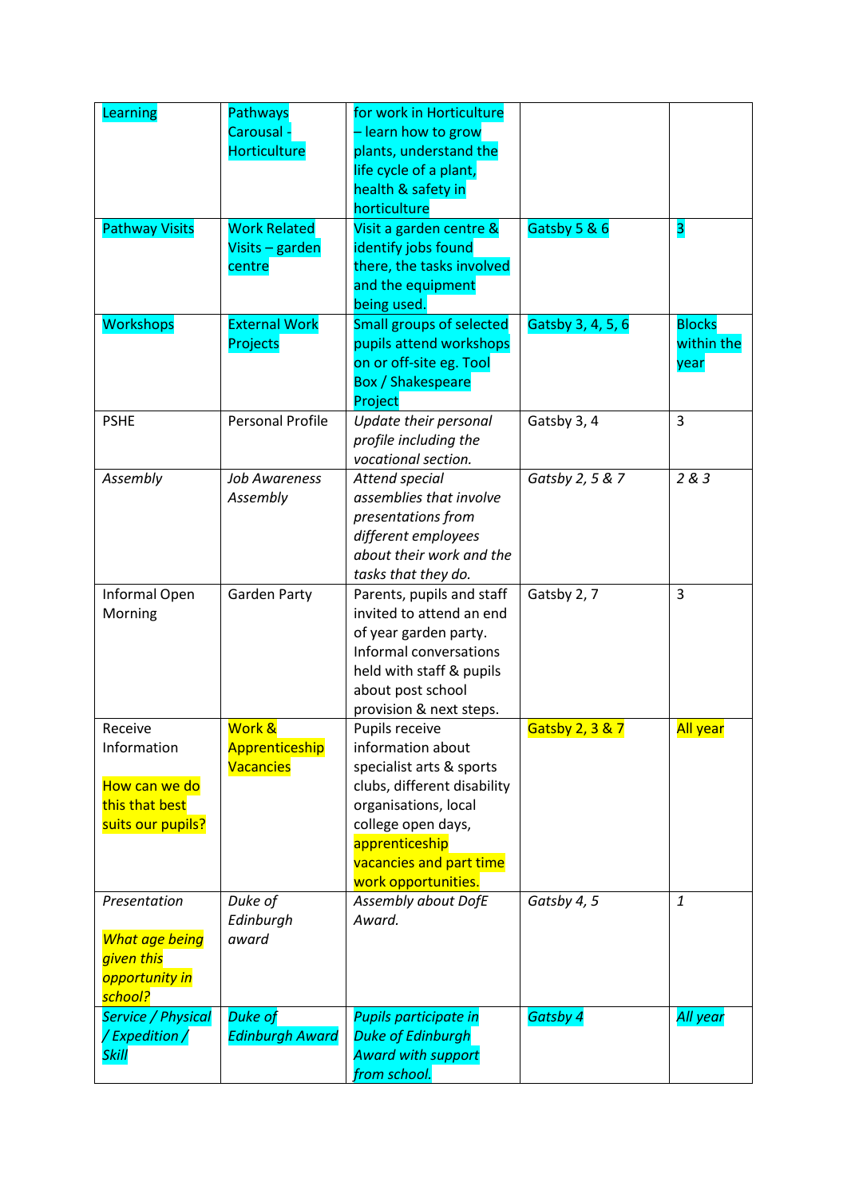| Learning | Pathways Carousal - Horticulture | for work in Horticulture – learn how to grow plants, understand the life cycle of a plant, health & safety in horticulture | | |
|---|---|---|---|---|
| Pathway Visits | Work Related Visits – garden centre | Visit a garden centre & identify jobs found there, the tasks involved and the equipment being used. | Gatsby 5 & 6 | 3 |
| Workshops | External Work Projects | Small groups of selected pupils attend workshops on or off-site eg. Tool Box / Shakespeare Project | Gatsby 3, 4, 5, 6 | Blocks within the year |
| PSHE | Personal Profile | *Update their personal profile including the vocational section.* | Gatsby 3, 4 | 3 |
| *Assembly* | *Job Awareness Assembly* | *Attend special assemblies that involve presentations from different employees about their work and the tasks that they do.* | *Gatsby 2, 5 & 7* | *2 & 3* |
| Informal Open Morning | Garden Party | Parents, pupils and staff invited to attend an end of year garden party. Informal conversations held with staff & pupils about post school provision & next steps. | Gatsby 2, 7 | 3 |
| Receive Information<br><br>How can we do this that best suits our pupils? | Work & Apprenticeship Vacancies | Pupils receive information about specialist arts & sports clubs, different disability organisations, local college open days, apprenticeship vacancies and part time work opportunities. | Gatsby 2, 3 & 7 | All year |
| *Presentation*<br><br>*What age being given this opportunity in school?* | *Duke of Edinburgh award* | *Assembly about DofE Award.* | *Gatsby 4, 5* | *1* |
| *Service / Physical / Expedition / Skill* | *Duke of Edinburgh Award* | *Pupils participate in Duke of Edinburgh Award with support from school.* | *Gatsby 4* | *All year* |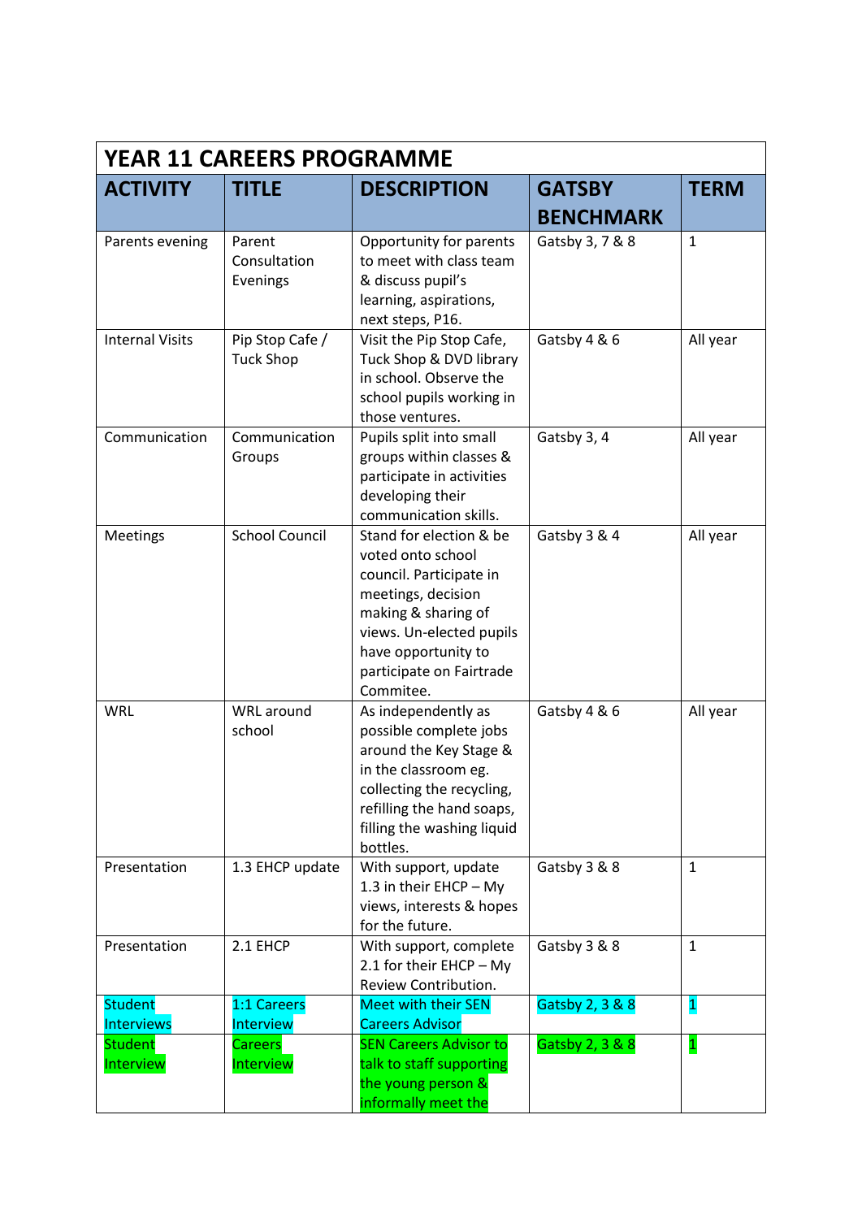| YEAR 11 CAREERS PROGRAMME | | | | |
|---|---|---|---|---|
| **ACTIVITY** | **TITLE** | **DESCRIPTION** | **GATSBY BENCHMARK** | **TERM** |
| Parents evening | Parent Consultation Evenings | Opportunity for parents to meet with class team & discuss pupil's learning, aspirations, next steps, P16. | Gatsby 3, 7 & 8 | 1 |
| Internal Visits | Pip Stop Cafe / Tuck Shop | Visit the Pip Stop Cafe, Tuck Shop & DVD library in school. Observe the school pupils working in those ventures. | Gatsby 4 & 6 | All year |
| Communication | Communication Groups | Pupils split into small groups within classes & participate in activities developing their communication skills. | Gatsby 3, 4 | All year |
| Meetings | School Council | Stand for election & be voted onto school council. Participate in meetings, decision making & sharing of views. Un-elected pupils have opportunity to participate on Fairtrade Commitee. | Gatsby 3 & 4 | All year |
| WRL | WRL around school | As independently as possible complete jobs around the Key Stage & in the classroom eg. collecting the recycling, refilling the hand soaps, filling the washing liquid bottles. | Gatsby 4 & 6 | All year |
| Presentation | 1.3 EHCP update | With support, update 1.3 in their EHCP – My views, interests & hopes for the future. | Gatsby 3 & 8 | 1 |
| Presentation | 2.1 EHCP | With support, complete 2.1 for their EHCP – My Review Contribution. | Gatsby 3 & 8 | 1 |
| Student Interviews | 1:1 Careers Interview | Meet with their SEN Careers Advisor | Gatsby 2, 3 & 8 | 1 |
| Student Interview | Careers Interview | SEN Careers Advisor to talk to staff supporting the young person & informally meet the | Gatsby 2, 3 & 8 | 1 |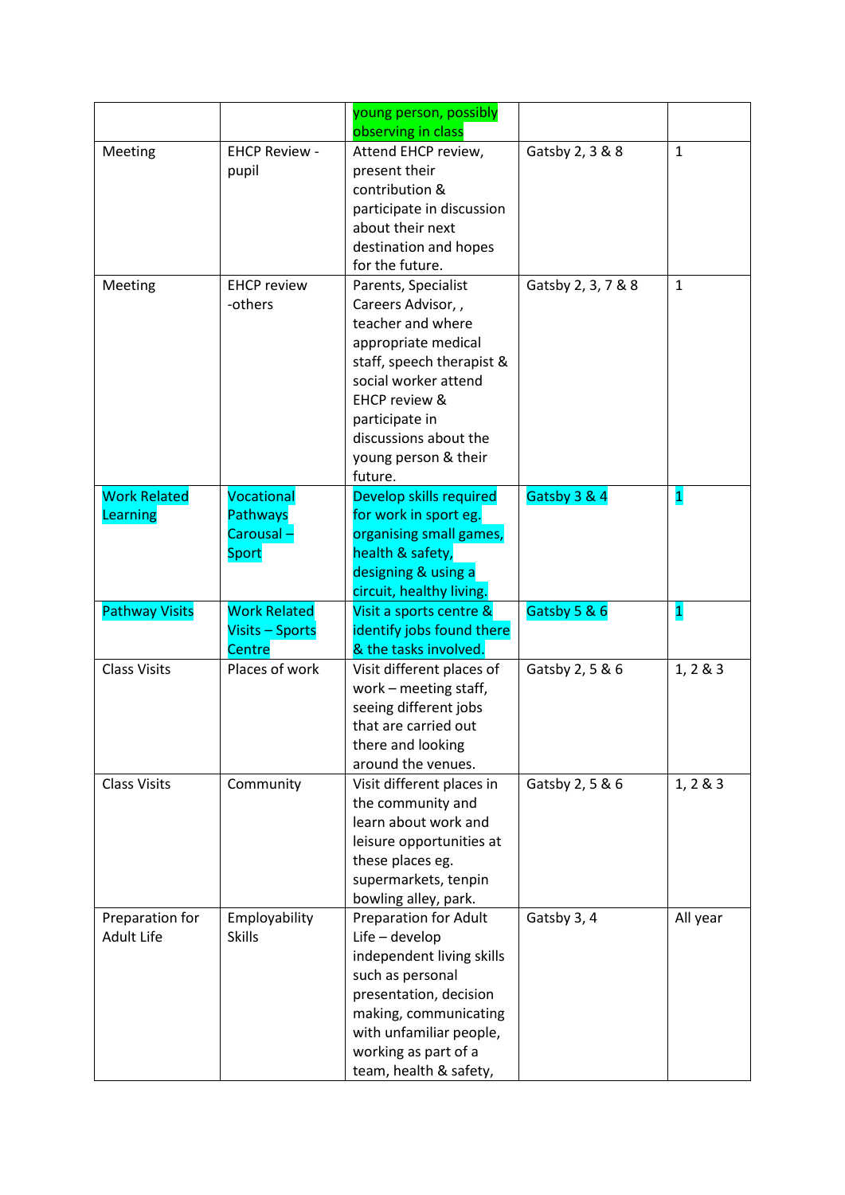| | | young person, possibly observing in class | | |
|---|---|---|---|---|
| Meeting | EHCP Review - pupil | Attend EHCP review, present their contribution & participate in discussion about their next destination and hopes for the future. | Gatsby 2, 3 & 8 | 1 |
| Meeting | EHCP review -others | Parents, Specialist Careers Advisor, , teacher and where appropriate medical staff, speech therapist & social worker attend EHCP review & participate in discussions about the young person & their future. | Gatsby 2, 3, 7 & 8 | 1 |
| Work Related Learning | Vocational Pathways Carousal – Sport | Develop skills required for work in sport eg. organising small games, health & safety, designing & using a circuit, healthy living. | Gatsby 3 & 4 | 1 |
| Pathway Visits | Work Related Visits – Sports Centre | Visit a sports centre & identify jobs found there & the tasks involved. | Gatsby 5 & 6 | 1 |
| Class Visits | Places of work | Visit different places of work – meeting staff, seeing different jobs that are carried out there and looking around the venues. | Gatsby 2, 5 & 6 | 1, 2 & 3 |
| Class Visits | Community | Visit different places in the community and learn about work and leisure opportunities at these places eg. supermarkets, tenpin bowling alley, park. | Gatsby 2, 5 & 6 | 1, 2 & 3 |
| Preparation for Adult Life | Employability Skills | Preparation for Adult Life – develop independent living skills such as personal presentation, decision making, communicating with unfamiliar people, working as part of a team, health & safety, | Gatsby 3, 4 | All year |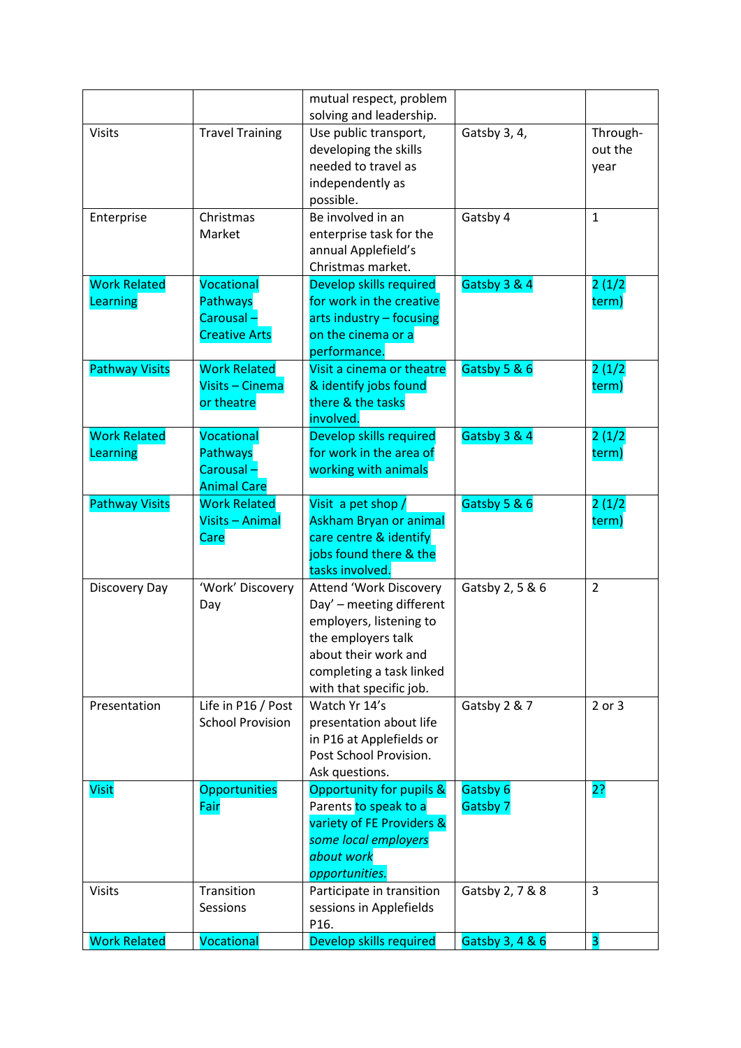| | | | | |
|---|---|---|---|---|
| | | mutual respect, problem solving and leadership. | | |
| Visits | Travel Training | Use public transport, developing the skills needed to travel as independently as possible. | Gatsby 3, 4, | Through-out the year |
| Enterprise | Christmas Market | Be involved in an enterprise task for the annual Applefield's Christmas market. | Gatsby 4 | 1 |
| Work Related Learning | Vocational Pathways Carousal – Creative Arts | Develop skills required for work in the creative arts industry – focusing on the cinema or a performance. | Gatsby 3 & 4 | 2 (1/2 term) |
| Pathway Visits | Work Related Visits – Cinema or theatre | Visit a cinema or theatre & identify jobs found there & the tasks involved. | Gatsby 5 & 6 | 2 (1/2 term) |
| Work Related Learning | Vocational Pathways Carousal – Animal Care | Develop skills required for work in the area of working with animals | Gatsby 3 & 4 | 2 (1/2 term) |
| Pathway Visits | Work Related Visits – Animal Care | Visit a pet shop / Askham Bryan or animal care centre & identify jobs found there & the tasks involved. | Gatsby 5 & 6 | 2 (1/2 term) |
| Discovery Day | 'Work' Discovery Day | Attend 'Work Discovery Day' – meeting different employers, listening to the employers talk about their work and completing a task linked with that specific job. | Gatsby 2, 5 & 6 | 2 |
| Presentation | Life in P16 / Post School Provision | Watch Yr 14's presentation about life in P16 at Applefields or Post School Provision. Ask questions. | Gatsby 2 & 7 | 2 or 3 |
| Visit | Opportunities Fair | Opportunity for pupils & Parents to speak to a variety of FE Providers & *some local employers about work opportunities.* | Gatsby 6<br>Gatsby 7 | 2? |
| Visits | Transition Sessions | Participate in transition sessions in Applefields P16. | Gatsby 2, 7 & 8 | 3 |
| Work Related | Vocational | Develop skills required | Gatsby 3, 4 & 6 | 3 |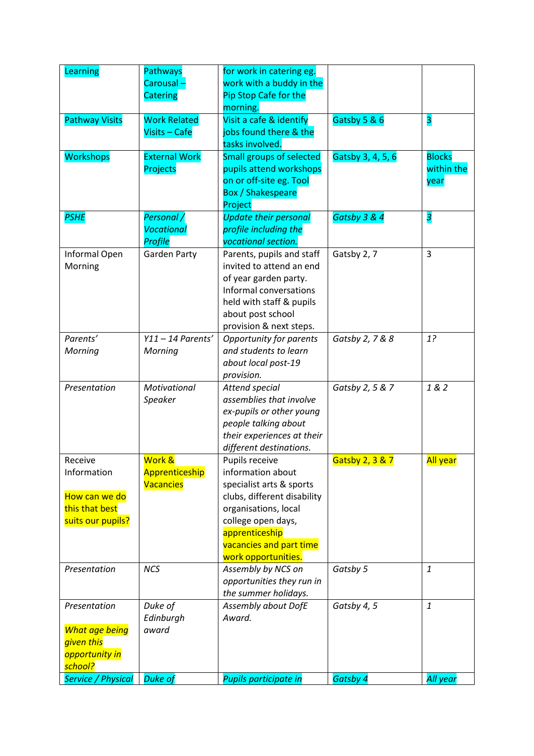| Learning | Pathways Carousal – Catering | for work in catering eg. work with a buddy in the Pip Stop Cafe for the morning. | | |
|---|---|---|---|---|
| Pathway Visits | Work Related Visits – Cafe | Visit a cafe & identify jobs found there & the tasks involved. | Gatsby 5 & 6 | 3 |
| Workshops | External Work Projects | Small groups of selected pupils attend workshops on or off-site eg. Tool Box / Shakespeare Project | Gatsby 3, 4, 5, 6 | Blocks within the year |
| *PSHE* | *Personal / Vocational Profile* | *Update their personal profile including the vocational section.* | *Gatsby 3 & 4* | *3* |
| Informal Open Morning | Garden Party | Parents, pupils and staff invited to attend an end of year garden party. Informal conversations held with staff & pupils about post school provision & next steps. | Gatsby 2, 7 | 3 |
| *Parents' Morning* | *Y11 – 14 Parents' Morning* | *Opportunity for parents and students to learn about local post-19 provision.* | *Gatsby 2, 7 & 8* | *1?* |
| *Presentation* | *Motivational Speaker* | *Attend special assemblies that involve ex-pupils or other young people talking about their experiences at their different destinations.* | *Gatsby 2, 5 & 7* | *1 & 2* |
| Receive Information<br><br>How can we do this that best suits our pupils? | Work & Apprenticeship Vacancies | Pupils receive information about specialist arts & sports clubs, different disability organisations, local college open days, apprenticeship vacancies and part time work opportunities. | Gatsby 2, 3 & 7 | All year |
| *Presentation* | *NCS* | *Assembly by NCS on opportunities they run in the summer holidays.* | *Gatsby 5* | *1* |
| *Presentation*<br><br>*What age being given this opportunity in school?* | *Duke of Edinburgh award* | *Assembly about DofE Award.* | *Gatsby 4, 5* | *1* |
| *Service / Physical* | *Duke of* | *Pupils participate in* | *Gatsby 4* | *All year* |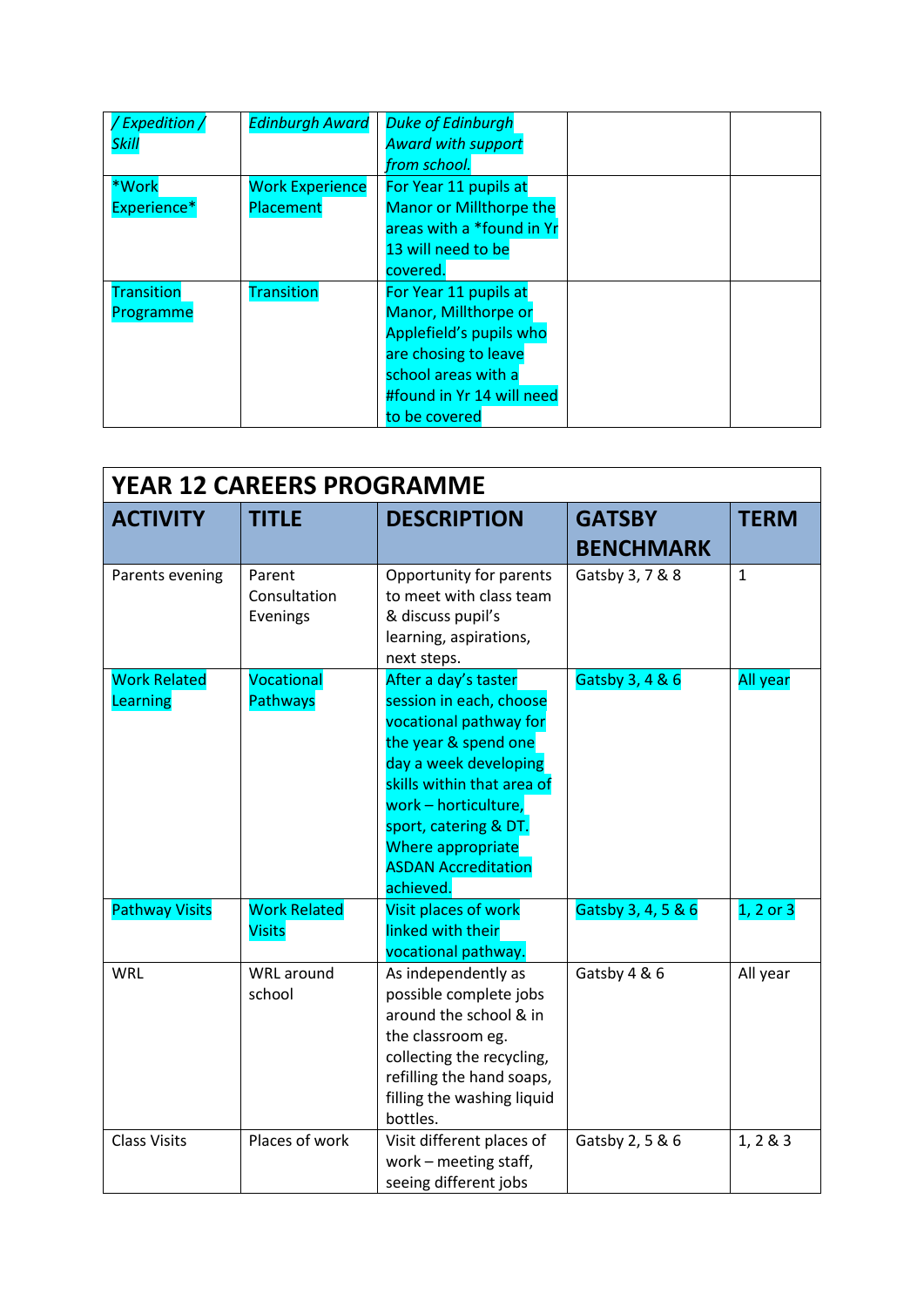| / Expedition / Skill | Edinburgh Award | Duke of Edinburgh Award with support from school. | | |
|---|---|---|---|---|
| *Work Experience* | Work Experience Placement | For Year 11 pupils at Manor or Millthorpe the areas with a *found in Yr 13 will need to be covered. | | |
| Transition Programme | Transition | For Year 11 pupils at Manor, Millthorpe or Applefield's pupils who are chosing to leave school areas with a #found in Yr 14 will need to be covered | | |

| YEAR 12 CAREERS PROGRAMME | | | | |
|---|---|---|---|---|
| **ACTIVITY** | **TITLE** | **DESCRIPTION** | **GATSBY BENCHMARK** | **TERM** |
| Parents evening | Parent Consultation Evenings | Opportunity for parents to meet with class team & discuss pupil's learning, aspirations, next steps. | Gatsby 3, 7 & 8 | 1 |
| Work Related Learning | Vocational Pathways | After a day's taster session in each, choose vocational pathway for the year & spend one day a week developing skills within that area of work – horticulture, sport, catering & DT. Where appropriate ASDAN Accreditation achieved. | Gatsby 3, 4 & 6 | All year |
| Pathway Visits | Work Related Visits | Visit places of work linked with their vocational pathway. | Gatsby 3, 4, 5 & 6 | 1, 2 or 3 |
| WRL | WRL around school | As independently as possible complete jobs around the school & in the classroom eg. collecting the recycling, refilling the hand soaps, filling the washing liquid bottles. | Gatsby 4 & 6 | All year |
| Class Visits | Places of work | Visit different places of work – meeting staff, seeing different jobs | Gatsby 2, 5 & 6 | 1, 2 & 3 |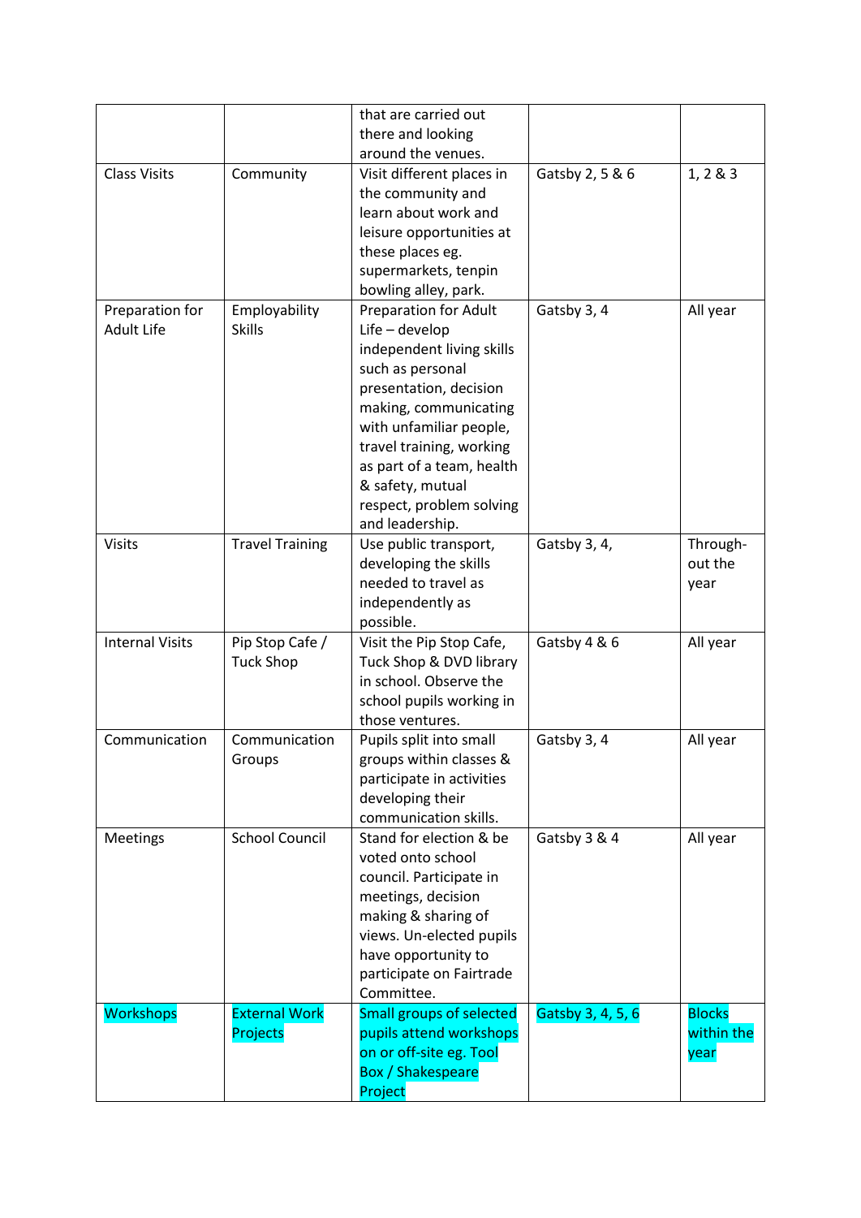| | | that are carried out there and looking around the venues. | | |
|---|---|---|---|---|
| Class Visits | Community | Visit different places in the community and learn about work and leisure opportunities at these places eg. supermarkets, tenpin bowling alley, park. | Gatsby 2, 5 & 6 | 1, 2 & 3 |
| Preparation for Adult Life | Employability Skills | Preparation for Adult Life – develop independent living skills such as personal presentation, decision making, communicating with unfamiliar people, travel training, working as part of a team, health & safety, mutual respect, problem solving and leadership. | Gatsby 3, 4 | All year |
| Visits | Travel Training | Use public transport, developing the skills needed to travel as independently as possible. | Gatsby 3, 4, | Through-out the year |
| Internal Visits | Pip Stop Cafe / Tuck Shop | Visit the Pip Stop Cafe, Tuck Shop & DVD library in school. Observe the school pupils working in those ventures. | Gatsby 4 & 6 | All year |
| Communication | Communication Groups | Pupils split into small groups within classes & participate in activities developing their communication skills. | Gatsby 3, 4 | All year |
| Meetings | School Council | Stand for election & be voted onto school council. Participate in meetings, decision making & sharing of views. Un-elected pupils have opportunity to participate on Fairtrade Committee. | Gatsby 3 & 4 | All year |
| Workshops | External Work Projects | Small groups of selected pupils attend workshops on or off-site eg. Tool Box / Shakespeare Project | Gatsby 3, 4, 5, 6 | Blocks within the year |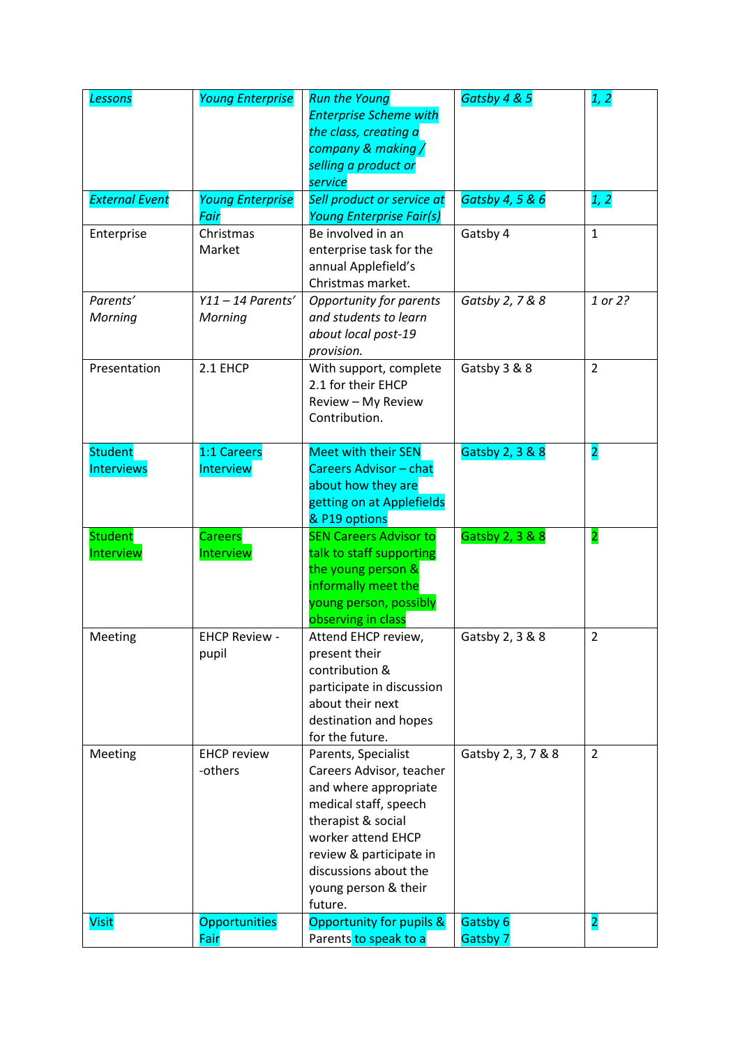| | | | | |
|---|---|---|---|---|
| *Lessons* | *Young Enterprise* | *Run the Young Enterprise Scheme with the class, creating a company & making / selling a product or service* | *Gatsby 4 & 5* | *1, 2* |
| *External Event* | *Young Enterprise Fair* | *Sell product or service at Young Enterprise Fair(s)* | *Gatsby 4, 5 & 6* | *1, 2* |
| Enterprise | Christmas Market | Be involved in an enterprise task for the annual Applefield's Christmas market. | Gatsby 4 | 1 |
| *Parents' Morning* | *Y11 – 14 Parents' Morning* | *Opportunity for parents and students to learn about local post-19 provision.* | *Gatsby 2, 7 & 8* | *1 or 2?* |
| Presentation | 2.1 EHCP | With support, complete 2.1 for their EHCP Review – My Review Contribution. | Gatsby 3 & 8 | 2 |
| Student Interviews | 1:1 Careers Interview | Meet with their SEN Careers Advisor – chat about how they are getting on at Applefields & P19 options | Gatsby 2, 3 & 8 | 2 |
| Student Interview | Careers Interview | SEN Careers Advisor to talk to staff supporting the young person & informally meet the young person, possibly observing in class | Gatsby 2, 3 & 8 | 2 |
| Meeting | EHCP Review - pupil | Attend EHCP review, present their contribution & participate in discussion about their next destination and hopes for the future. | Gatsby 2, 3 & 8 | 2 |
| Meeting | EHCP review -others | Parents, Specialist Careers Advisor, teacher and where appropriate medical staff, speech therapist & social worker attend EHCP review & participate in discussions about the young person & their future. | Gatsby 2, 3, 7 & 8 | 2 |
| Visit | Opportunities Fair | Opportunity for pupils & Parents to speak to a | Gatsby 6 Gatsby 7 | 2 |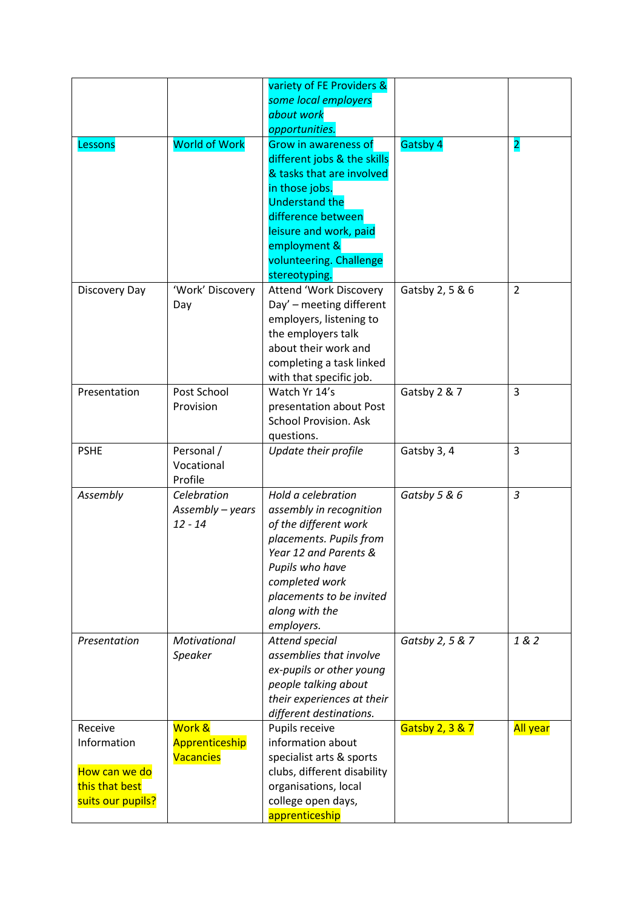| | | | | |
|---|---|---|---|---|
| | | variety of FE Providers & *some local employers about work opportunities.* | | |
| Lessons | World of Work | Grow in awareness of different jobs & the skills & tasks that are involved in those jobs. Understand the difference between leisure and work, paid employment & volunteering. Challenge stereotyping. | Gatsby 4 | 2 |
| Discovery Day | 'Work' Discovery Day | Attend 'Work Discovery Day' – meeting different employers, listening to the employers talk about their work and completing a task linked with that specific job. | Gatsby 2, 5 & 6 | 2 |
| Presentation | Post School Provision | Watch Yr 14's presentation about Post School Provision. Ask questions. | Gatsby 2 & 7 | 3 |
| PSHE | Personal / Vocational Profile | *Update their profile* | Gatsby 3, 4 | 3 |
| *Assembly* | *Celebration Assembly – years 12 - 14* | *Hold a celebration assembly in recognition of the different work placements. Pupils from Year 12 and Parents & Pupils who have completed work placements to be invited along with the employers.* | *Gatsby 5 & 6* | *3* |
| *Presentation* | *Motivational Speaker* | *Attend special assemblies that involve ex-pupils or other young people talking about their experiences at their different destinations.* | *Gatsby 2, 5 & 7* | *1 & 2* |
| Receive Information<br><br>How can we do this that best suits our pupils? | Work & Apprenticeship Vacancies | Pupils receive information about specialist arts & sports clubs, different disability organisations, local college open days, apprenticeship | Gatsby 2, 3 & 7 | All year |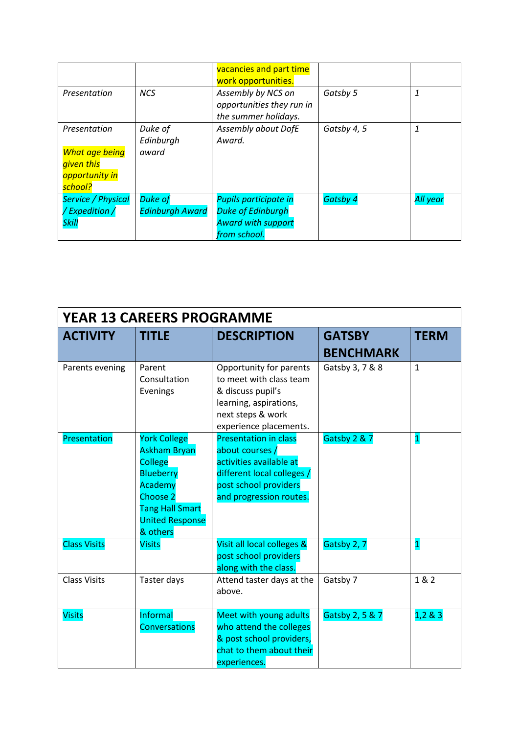| | | vacancies and part time work opportunities. | | |
|---|---|---|---|---|
| *Presentation* | *NCS* | *Assembly by NCS on opportunities they run in the summer holidays.* | *Gatsby 5* | *1* |
| *Presentation*<br><br>*What age being given this opportunity in school?* | *Duke of Edinburgh award* | *Assembly about DofE Award.* | *Gatsby 4, 5* | *1* |
| *Service / Physical / Expedition / Skill* | *Duke of Edinburgh Award* | *Pupils participate in Duke of Edinburgh Award with support from school.* | *Gatsby 4* | *All year* |

| **YEAR 13 CAREERS PROGRAMME** | | | | |
|---|---|---|---|---|
| **ACTIVITY** | **TITLE** | **DESCRIPTION** | **GATSBY BENCHMARK** | **TERM** |
| Parents evening | Parent Consultation Evenings | Opportunity for parents to meet with class team & discuss pupil's learning, aspirations, next steps & work experience placements. | Gatsby 3, 7 & 8 | 1 |
| Presentation | York College<br>Askham Bryan College<br>Blueberry Academy<br>Choose 2<br>Tang Hall Smart<br>United Response<br>& others | Presentation in class about courses / activities available at different local colleges / post school providers and progression routes. | Gatsby 2 & 7 | 1 |
| Class Visits | Visits | Visit all local colleges & post school providers along with the class. | Gatsby 2, 7 | 1 |
| Class Visits | Taster days | Attend taster days at the above. | Gatsby 7 | 1 & 2 |
| Visits | Informal Conversations | Meet with young adults who attend the colleges & post school providers, chat to them about their experiences. | Gatsby 2, 5 & 7 | 1,2 & 3 |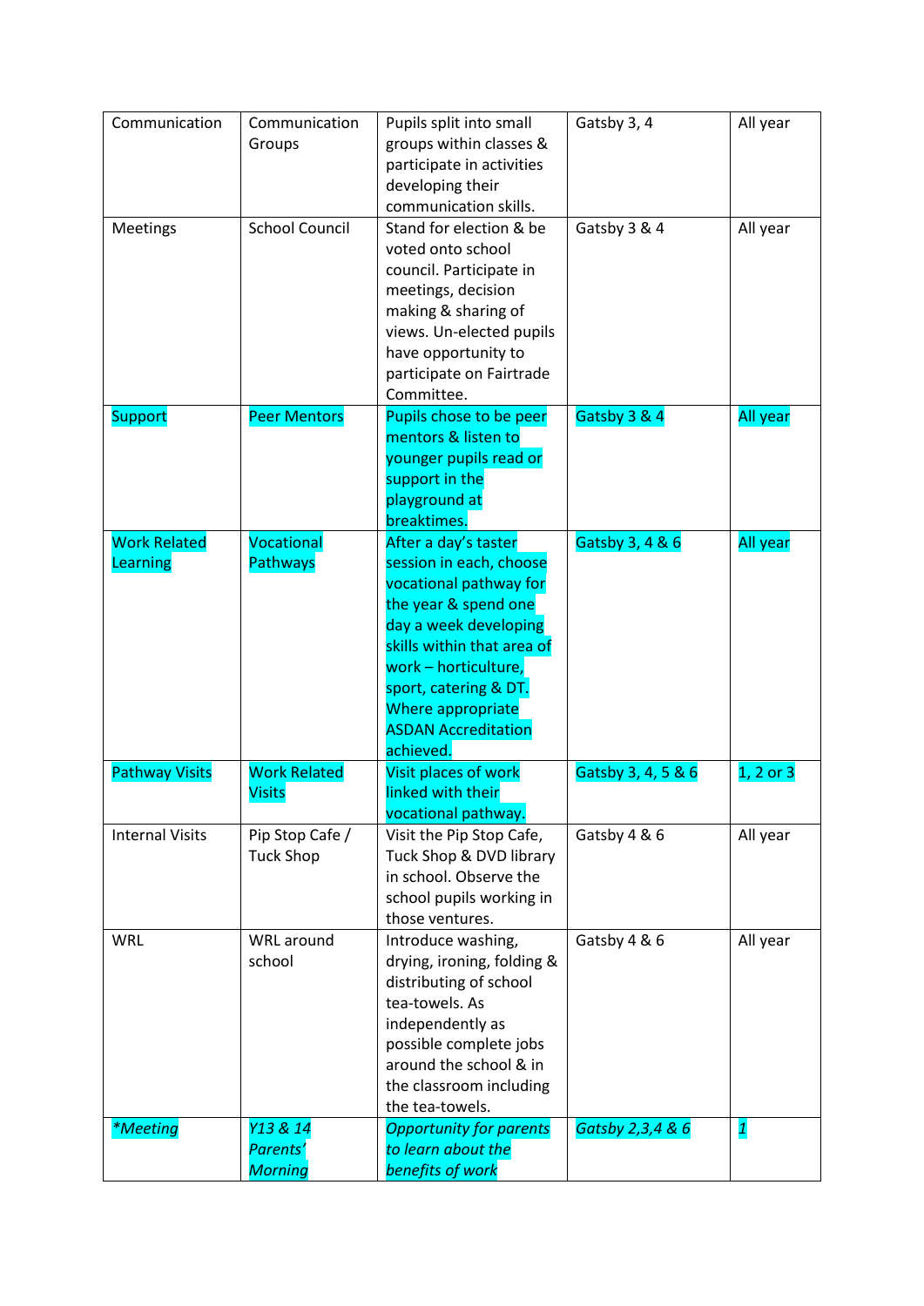| Communication | Communication Groups | Pupils split into small groups within classes & participate in activities developing their communication skills. | Gatsby 3, 4 | All year |
|---|---|---|---|---|
| Meetings | School Council | Stand for election & be voted onto school council. Participate in meetings, decision making & sharing of views. Un-elected pupils have opportunity to participate on Fairtrade Committee. | Gatsby 3 & 4 | All year |
| Support | Peer Mentors | Pupils chose to be peer mentors & listen to younger pupils read or support in the playground at breaktimes. | Gatsby 3 & 4 | All year |
| Work Related Learning | Vocational Pathways | After a day's taster session in each, choose vocational pathway for the year & spend one day a week developing skills within that area of work – horticulture, sport, catering & DT. Where appropriate ASDAN Accreditation achieved. | Gatsby 3, 4 & 6 | All year |
| Pathway Visits | Work Related Visits | Visit places of work linked with their vocational pathway. | Gatsby 3, 4, 5 & 6 | 1, 2 or 3 |
| Internal Visits | Pip Stop Cafe / Tuck Shop | Visit the Pip Stop Cafe, Tuck Shop & DVD library in school. Observe the school pupils working in those ventures. | Gatsby 4 & 6 | All year |
| WRL | WRL around school | Introduce washing, drying, ironing, folding & distributing of school tea-towels. As independently as possible complete jobs around the school & in the classroom including the tea-towels. | Gatsby 4 & 6 | All year |
| *\*Meeting* | *Y13 & 14 Parents' Morning* | *Opportunity for parents to learn about the benefits of work* | *Gatsby 2,3,4 & 6* | *1* |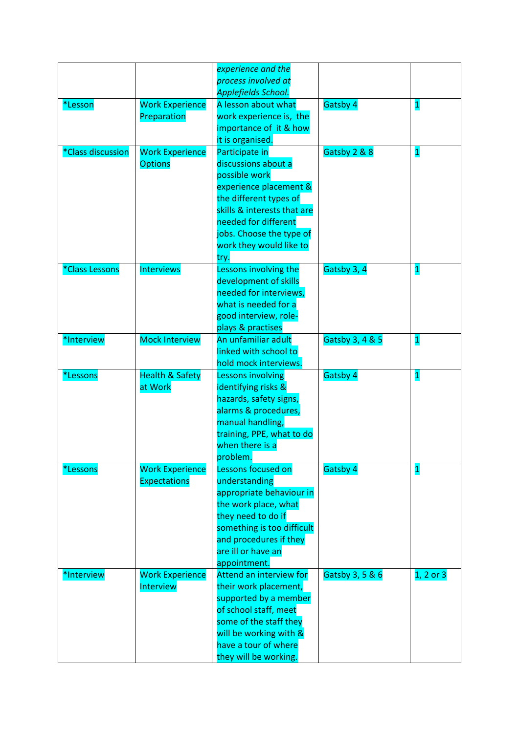|  |  | *experience and the process involved at Applefields School.* |  |  |
|---|---|---|---|---|
| *Lesson | Work Experience Preparation | A lesson about what work experience is, the importance of it & how it is organised. | Gatsby 4 | 1 |
| *Class discussion | Work Experience Options | Participate in discussions about a possible work experience placement & the different types of skills & interests that are needed for different jobs. Choose the type of work they would like to try. | Gatsby 2 & 8 | 1 |
| *Class Lessons | Interviews | Lessons involving the development of skills needed for interviews, what is needed for a good interview, role-plays & practises | Gatsby 3, 4 | 1 |
| *Interview | Mock Interview | An unfamiliar adult linked with school to hold mock interviews. | Gatsby 3, 4 & 5 | 1 |
| *Lessons | Health & Safety at Work | Lessons involving identifying risks & hazards, safety signs, alarms & procedures, manual handling, training, PPE, what to do when there is a problem. | Gatsby 4 | 1 |
| *Lessons | Work Experience Expectations | Lessons focused on understanding appropriate behaviour in the work place, what they need to do if something is too difficult and procedures if they are ill or have an appointment. | Gatsby 4 | 1 |
| *Interview | Work Experience Interview | Attend an interview for their work placement, supported by a member of school staff, meet some of the staff they will be working with & have a tour of where they will be working. | Gatsby 3, 5 & 6 | 1, 2 or 3 |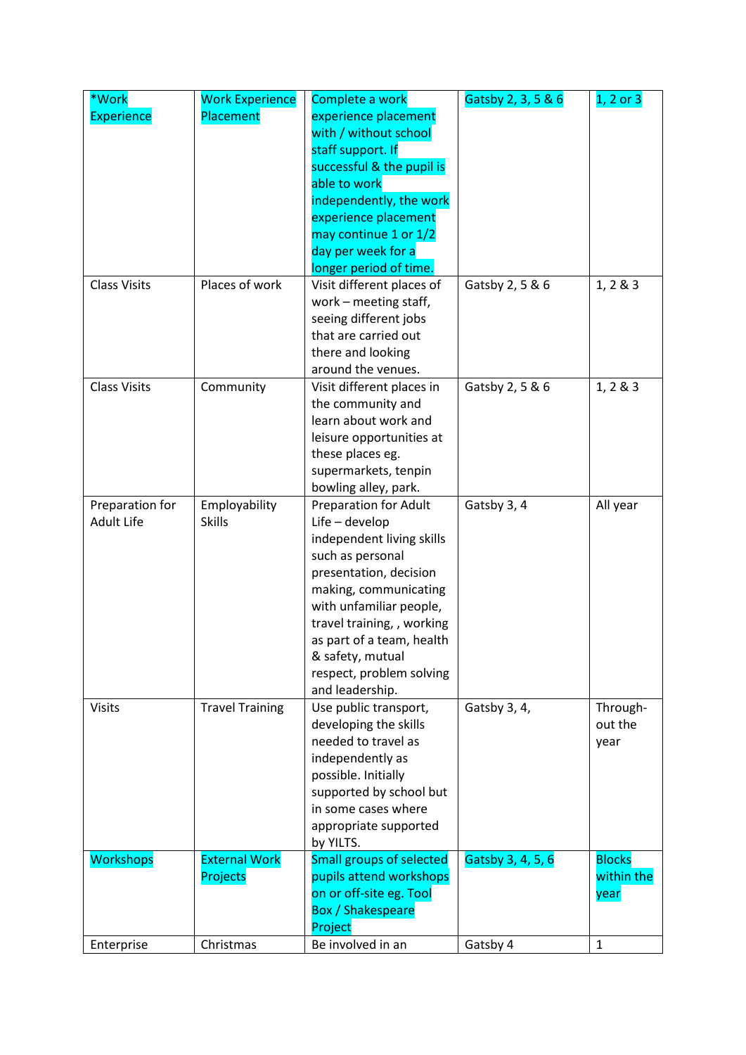| *Work Experience | Work Experience Placement | Complete a work experience placement with / without school staff support. If successful & the pupil is able to work independently, the work experience placement may continue 1 or 1/2 day per week for a longer period of time. | Gatsby 2, 3, 5 & 6 | 1, 2 or 3 |
|---|---|---|---|---|
| Class Visits | Places of work | Visit different places of work – meeting staff, seeing different jobs that are carried out there and looking around the venues. | Gatsby 2, 5 & 6 | 1, 2 & 3 |
| Class Visits | Community | Visit different places in the community and learn about work and leisure opportunities at these places eg. supermarkets, tenpin bowling alley, park. | Gatsby 2, 5 & 6 | 1, 2 & 3 |
| Preparation for Adult Life | Employability Skills | Preparation for Adult Life – develop independent living skills such as personal presentation, decision making, communicating with unfamiliar people, travel training, , working as part of a team, health & safety, mutual respect, problem solving and leadership. | Gatsby 3, 4 | All year |
| Visits | Travel Training | Use public transport, developing the skills needed to travel as independently as possible. Initially supported by school but in some cases where appropriate supported by YILTS. | Gatsby 3, 4, | Through-out the year |
| Workshops | External Work Projects | Small groups of selected pupils attend workshops on or off-site eg. Tool Box / Shakespeare Project | Gatsby 3, 4, 5, 6 | Blocks within the year |
| Enterprise | Christmas | Be involved in an | Gatsby 4 | 1 |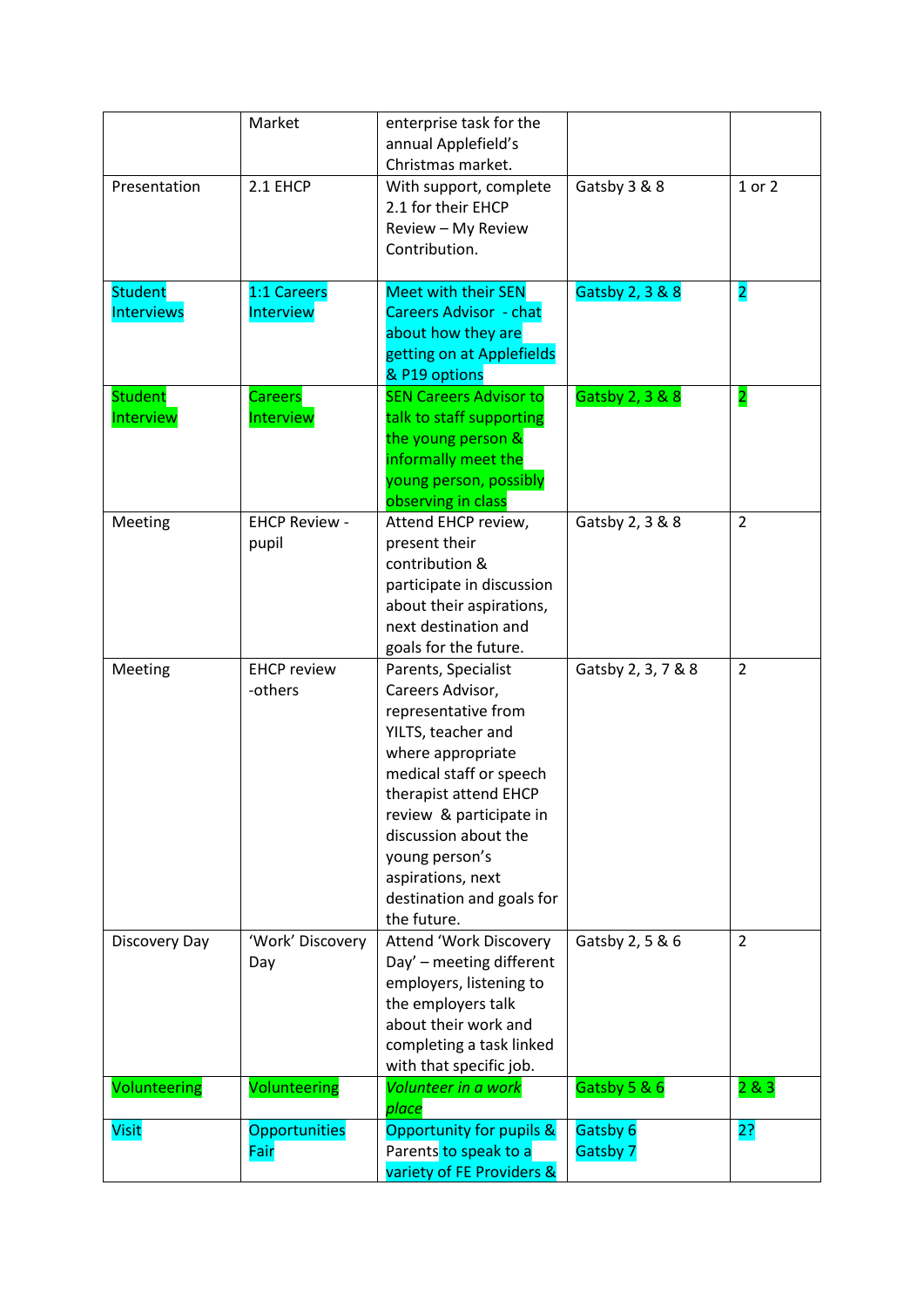|  | Market | enterprise task for the annual Applefield's Christmas market. |  |  |
|---|---|---|---|---|
| Presentation | 2.1 EHCP | With support, complete 2.1 for their EHCP Review – My Review Contribution. | Gatsby 3 & 8 | 1 or 2 |
| Student Interviews | 1:1 Careers Interview | Meet with their SEN Careers Advisor - chat about how they are getting on at Applefields & P19 options | Gatsby 2, 3 & 8 | 2 |
| Student Interview | Careers Interview | SEN Careers Advisor to talk to staff supporting the young person & informally meet the young person, possibly observing in class | Gatsby 2, 3 & 8 | 2 |
| Meeting | EHCP Review - pupil | Attend EHCP review, present their contribution & participate in discussion about their aspirations, next destination and goals for the future. | Gatsby 2, 3 & 8 | 2 |
| Meeting | EHCP review -others | Parents, Specialist Careers Advisor, representative from YILTS, teacher and where appropriate medical staff or speech therapist attend EHCP review & participate in discussion about the young person's aspirations, next destination and goals for the future. | Gatsby 2, 3, 7 & 8 | 2 |
| Discovery Day | 'Work' Discovery Day | Attend 'Work Discovery Day' – meeting different employers, listening to the employers talk about their work and completing a task linked with that specific job. | Gatsby 2, 5 & 6 | 2 |
| Volunteering | Volunteering | *Volunteer in a work place* | Gatsby 5 & 6 | 2 & 3 |
| Visit | Opportunities Fair | Opportunity for pupils & Parents to speak to a variety of FE Providers & | Gatsby 6<br>Gatsby 7 | 2? |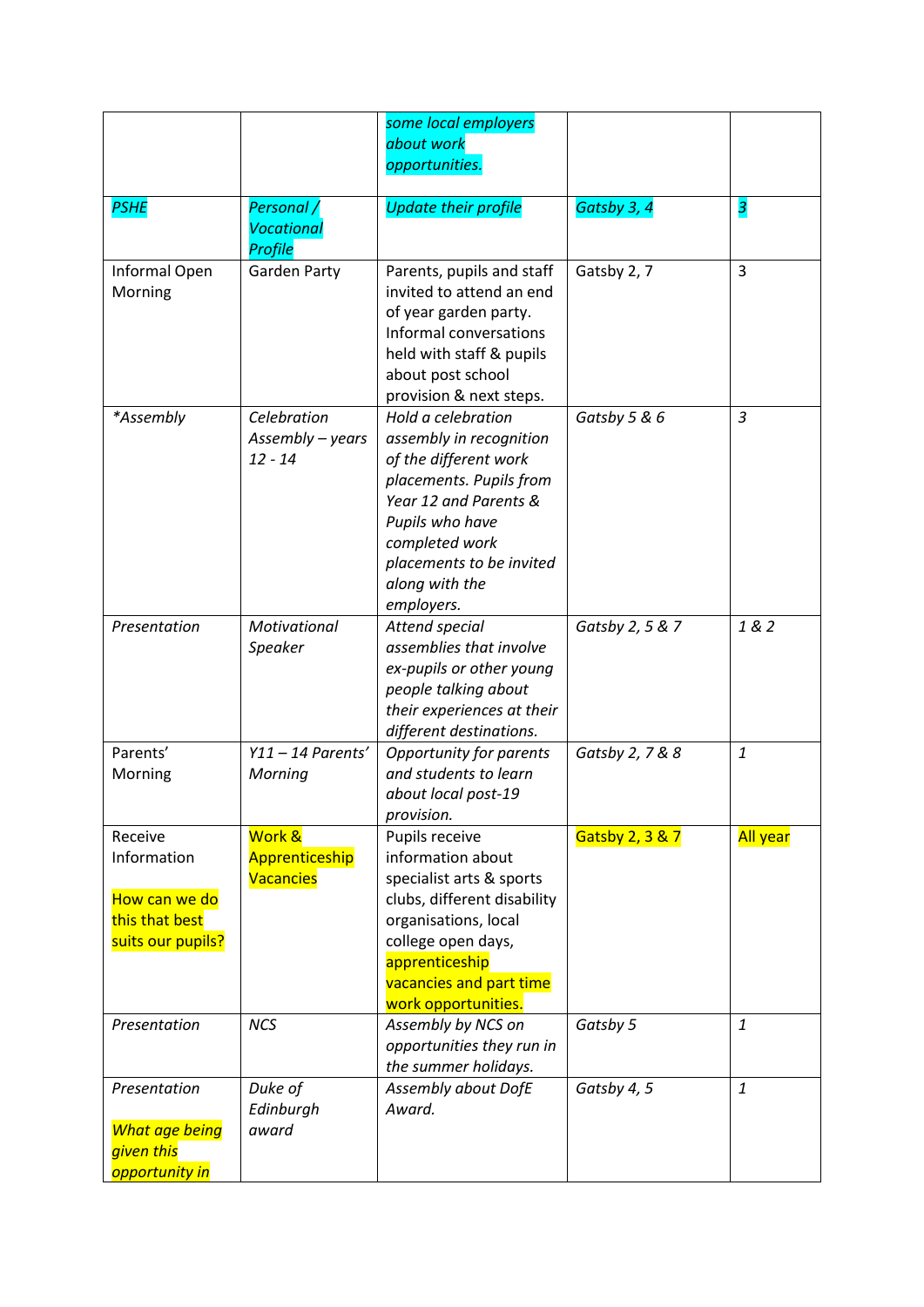| | | | | |
|---|---|---|---|---|
| | | *some local employers about work opportunities.* | | |
| *PSHE* | *Personal / Vocational Profile* | *Update their profile* | *Gatsby 3, 4* | *3* |
| Informal Open Morning | Garden Party | Parents, pupils and staff invited to attend an end of year garden party. Informal conversations held with staff & pupils about post school provision & next steps. | Gatsby 2, 7 | 3 |
| *\*Assembly* | *Celebration Assembly – years 12 - 14* | *Hold a celebration assembly in recognition of the different work placements. Pupils from Year 12 and Parents & Pupils who have completed work placements to be invited along with the employers.* | *Gatsby 5 & 6* | *3* |
| *Presentation* | *Motivational Speaker* | *Attend special assemblies that involve ex-pupils or other young people talking about their experiences at their different destinations.* | *Gatsby 2, 5 & 7* | *1 & 2* |
| Parents' Morning | *Y11 – 14 Parents' Morning* | *Opportunity for parents and students to learn about local post-19 provision.* | *Gatsby 2, 7 & 8* | *1* |
| Receive Information<br><br>How can we do this that best suits our pupils? | Work & Apprenticeship Vacancies | Pupils receive information about specialist arts & sports clubs, different disability organisations, local college open days, apprenticeship vacancies and part time work opportunities. | Gatsby 2, 3 & 7 | All year |
| *Presentation* | *NCS* | *Assembly by NCS on opportunities they run in the summer holidays.* | *Gatsby 5* | *1* |
| *Presentation*<br><br>*What age being given this opportunity in* | *Duke of Edinburgh award* | *Assembly about DofE Award.* | *Gatsby 4, 5* | *1* |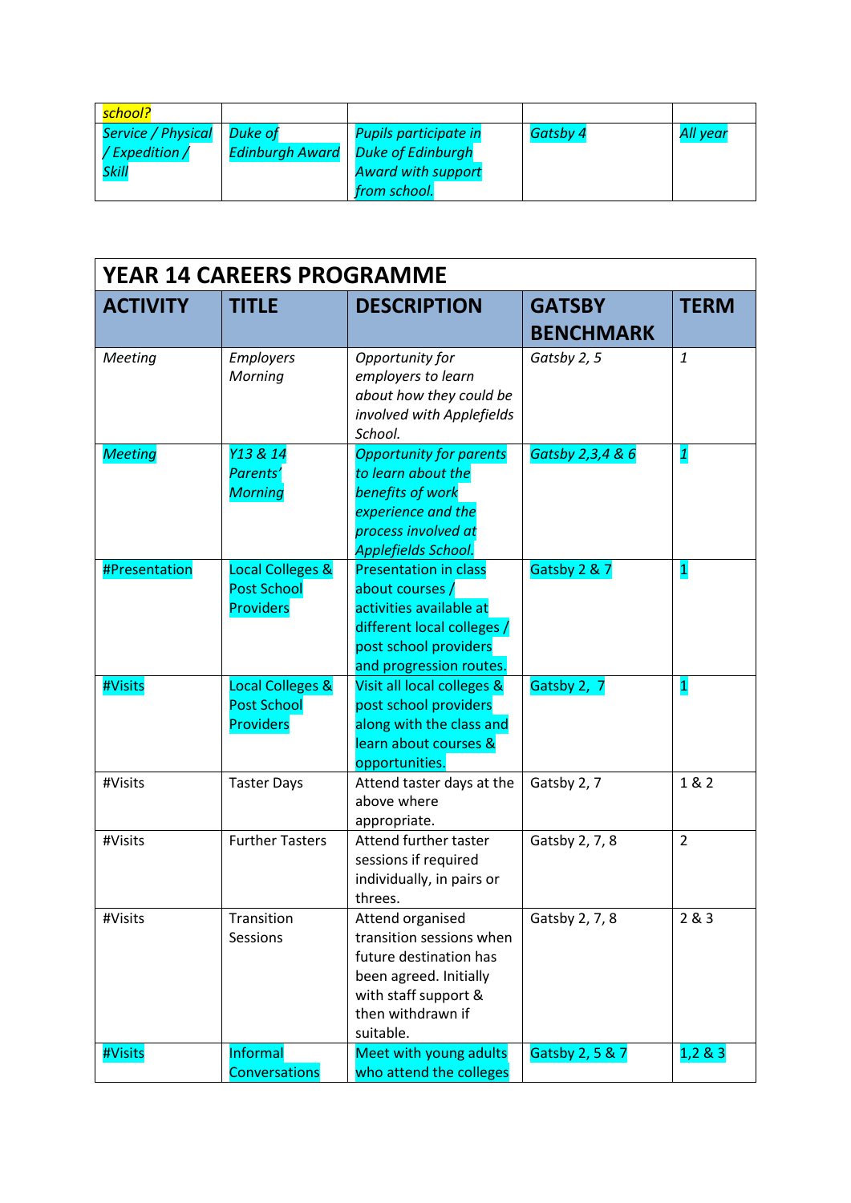| | | | | |
|---|---|---|---|---|
| *school?* | | | | |
| *Service / Physical / Expedition / Skill* | *Duke of Edinburgh Award* | *Pupils participate in Duke of Edinburgh Award with support from school.* | *Gatsby 4* | *All year* |

| **YEAR 14 CAREERS PROGRAMME** | | | | |
|---|---|---|---|---|
| **ACTIVITY** | **TITLE** | **DESCRIPTION** | **GATSBY BENCHMARK** | **TERM** |
| *Meeting* | *Employers Morning* | *Opportunity for employers to learn about how they could be involved with Applefields School.* | *Gatsby 2, 5* | *1* |
| *Meeting* | *Y13 & 14 Parents' Morning* | *Opportunity for parents to learn about the benefits of work experience and the process involved at Applefields School.* | *Gatsby 2,3,4 & 6* | *1* |
| #Presentation | Local Colleges & Post School Providers | Presentation in class about courses / activities available at different local colleges / post school providers and progression routes. | Gatsby 2 & 7 | 1 |
| #Visits | Local Colleges & Post School Providers | Visit all local colleges & post school providers along with the class and learn about courses & opportunities. | Gatsby 2, 7 | 1 |
| #Visits | Taster Days | Attend taster days at the above where appropriate. | Gatsby 2, 7 | 1 & 2 |
| #Visits | Further Tasters | Attend further taster sessions if required individually, in pairs or threes. | Gatsby 2, 7, 8 | 2 |
| #Visits | Transition Sessions | Attend organised transition sessions when future destination has been agreed. Initially with staff support & then withdrawn if suitable. | Gatsby 2, 7, 8 | 2 & 3 |
| #Visits | Informal Conversations | Meet with young adults who attend the colleges | Gatsby 2, 5 & 7 | 1,2 & 3 |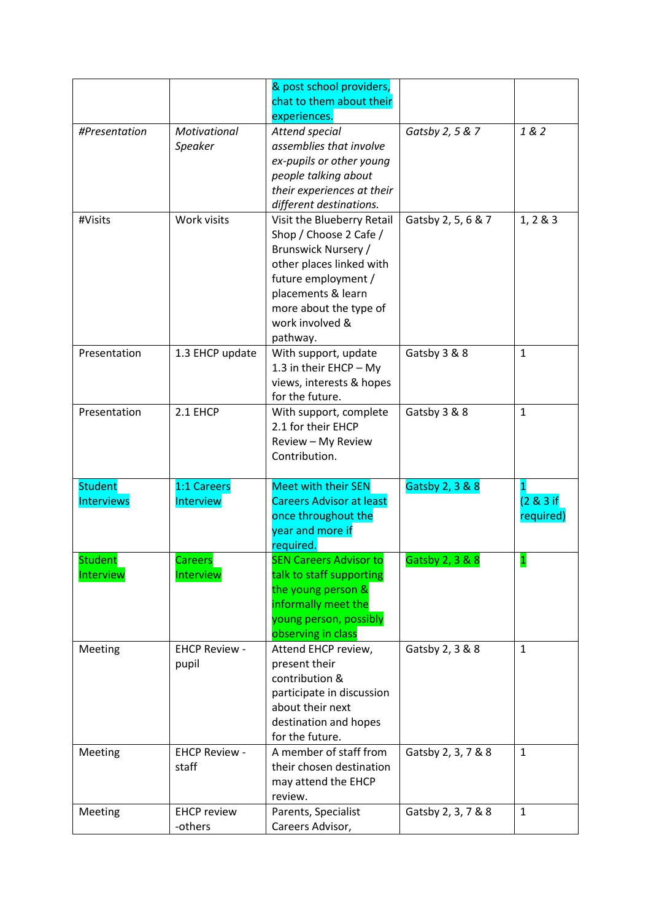| | | & post school providers, chat to them about their experiences. | | |
|---|---|---|---|---|
| *#Presentation* | *Motivational Speaker* | *Attend special assemblies that involve ex-pupils or other young people talking about their experiences at their different destinations.* | *Gatsby 2, 5 & 7* | *1 & 2* |
| #Visits | Work visits | Visit the Blueberry Retail Shop / Choose 2 Cafe / Brunswick Nursery / other places linked with future employment / placements & learn more about the type of work involved & pathway. | Gatsby 2, 5, 6 & 7 | 1, 2 & 3 |
| Presentation | 1.3 EHCP update | With support, update 1.3 in their EHCP – My views, interests & hopes for the future. | Gatsby 3 & 8 | 1 |
| Presentation | 2.1 EHCP | With support, complete 2.1 for their EHCP Review – My Review Contribution. | Gatsby 3 & 8 | 1 |
| Student Interviews | 1:1 Careers Interview | Meet with their SEN Careers Advisor at least once throughout the year and more if required. | Gatsby 2, 3 & 8 | 1 (2 & 3 if required) |
| Student Interview | Careers Interview | SEN Careers Advisor to talk to staff supporting the young person & informally meet the young person, possibly observing in class | Gatsby 2, 3 & 8 | 1 |
| Meeting | EHCP Review - pupil | Attend EHCP review, present their contribution & participate in discussion about their next destination and hopes for the future. | Gatsby 2, 3 & 8 | 1 |
| Meeting | EHCP Review - staff | A member of staff from their chosen destination may attend the EHCP review. | Gatsby 2, 3, 7 & 8 | 1 |
| Meeting | EHCP review -others | Parents, Specialist Careers Advisor, | Gatsby 2, 3, 7 & 8 | 1 |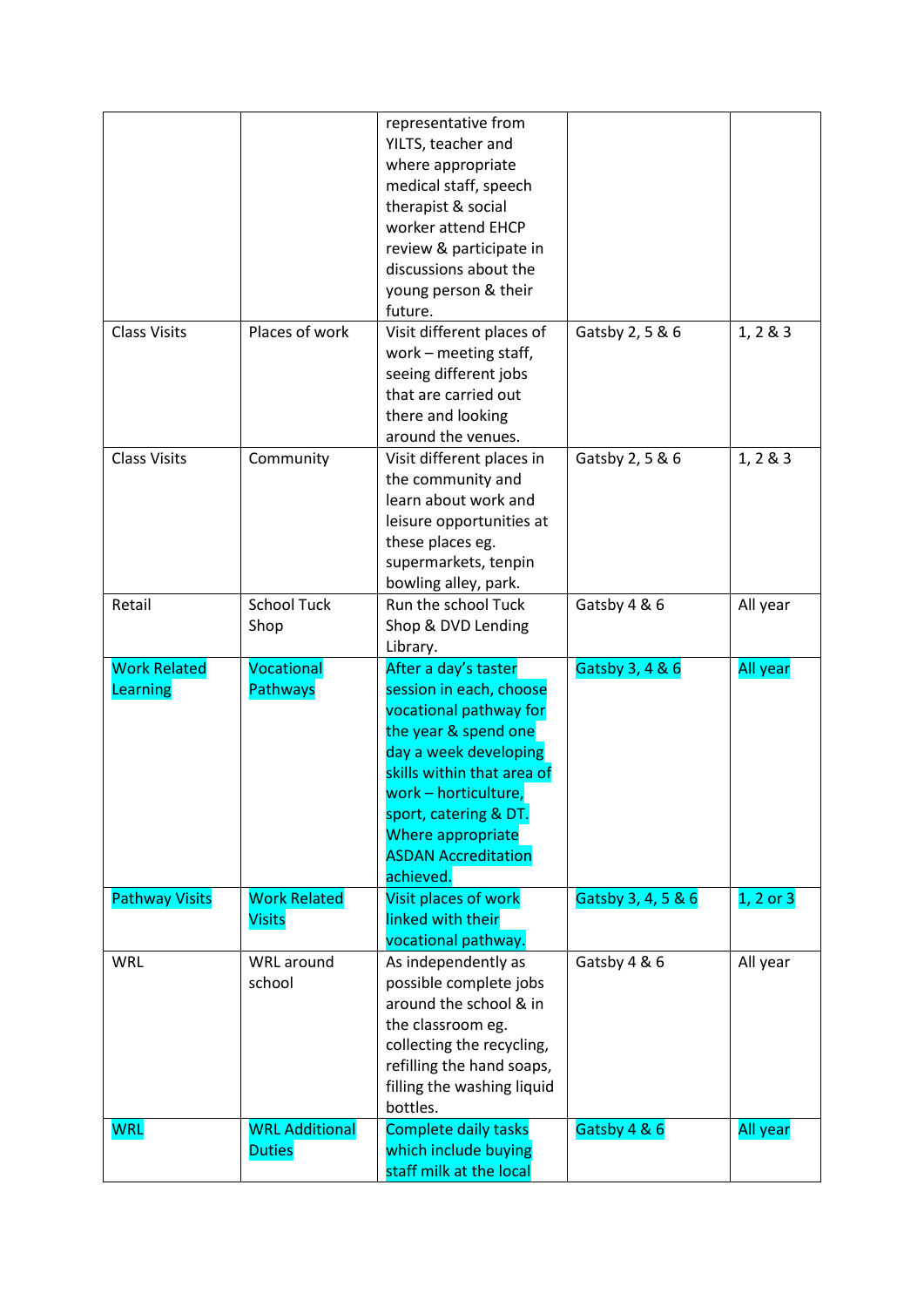| | | representative from YILTS, teacher and where appropriate medical staff, speech therapist & social worker attend EHCP review & participate in discussions about the young person & their future. | | |
|---|---|---|---|---|
| Class Visits | Places of work | Visit different places of work – meeting staff, seeing different jobs that are carried out there and looking around the venues. | Gatsby 2, 5 & 6 | 1, 2 & 3 |
| Class Visits | Community | Visit different places in the community and learn about work and leisure opportunities at these places eg. supermarkets, tenpin bowling alley, park. | Gatsby 2, 5 & 6 | 1, 2 & 3 |
| Retail | School Tuck Shop | Run the school Tuck Shop & DVD Lending Library. | Gatsby 4 & 6 | All year |
| Work Related Learning | Vocational Pathways | After a day's taster session in each, choose vocational pathway for the year & spend one day a week developing skills within that area of work – horticulture, sport, catering & DT. Where appropriate ASDAN Accreditation achieved. | Gatsby 3, 4 & 6 | All year |
| Pathway Visits | Work Related Visits | Visit places of work linked with their vocational pathway. | Gatsby 3, 4, 5 & 6 | 1, 2 or 3 |
| WRL | WRL around school | As independently as possible complete jobs around the school & in the classroom eg. collecting the recycling, refilling the hand soaps, filling the washing liquid bottles. | Gatsby 4 & 6 | All year |
| WRL | WRL Additional Duties | Complete daily tasks which include buying staff milk at the local | Gatsby 4 & 6 | All year |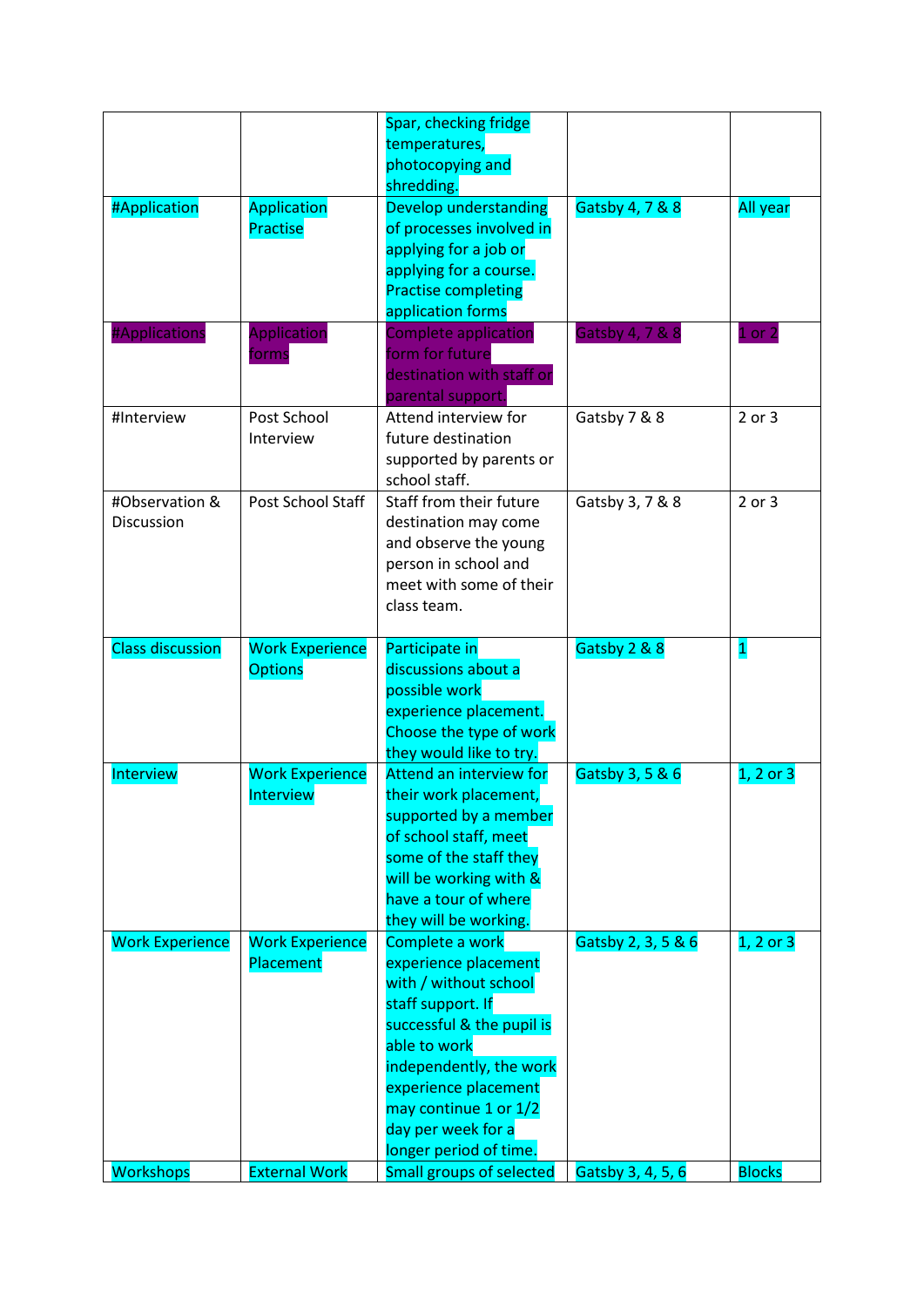| | | | | |
|---|---|---|---|---|
| | | Spar, checking fridge temperatures, photocopying and shredding. | | |
| #Application | Application Practise | Develop understanding of processes involved in applying for a job or applying for a course. Practise completing application forms | Gatsby 4, 7 & 8 | All year |
| #Applications | Application forms | Complete application form for future destination with staff or parental support. | Gatsby 4, 7 & 8 | 1 or 2 |
| #Interview | Post School Interview | Attend interview for future destination supported by parents or school staff. | Gatsby 7 & 8 | 2 or 3 |
| #Observation & Discussion | Post School Staff | Staff from their future destination may come and observe the young person in school and meet with some of their class team. | Gatsby 3, 7 & 8 | 2 or 3 |
| Class discussion | Work Experience Options | Participate in discussions about a possible work experience placement. Choose the type of work they would like to try. | Gatsby 2 & 8 | 1 |
| Interview | Work Experience Interview | Attend an interview for their work placement, supported by a member of school staff, meet some of the staff they will be working with & have a tour of where they will be working. | Gatsby 3, 5 & 6 | 1, 2 or 3 |
| Work Experience | Work Experience Placement | Complete a work experience placement with / without school staff support. If successful & the pupil is able to work independently, the work experience placement may continue 1 or 1/2 day per week for a longer period of time. | Gatsby 2, 3, 5 & 6 | 1, 2 or 3 |
| Workshops | External Work | Small groups of selected | Gatsby 3, 4, 5, 6 | Blocks |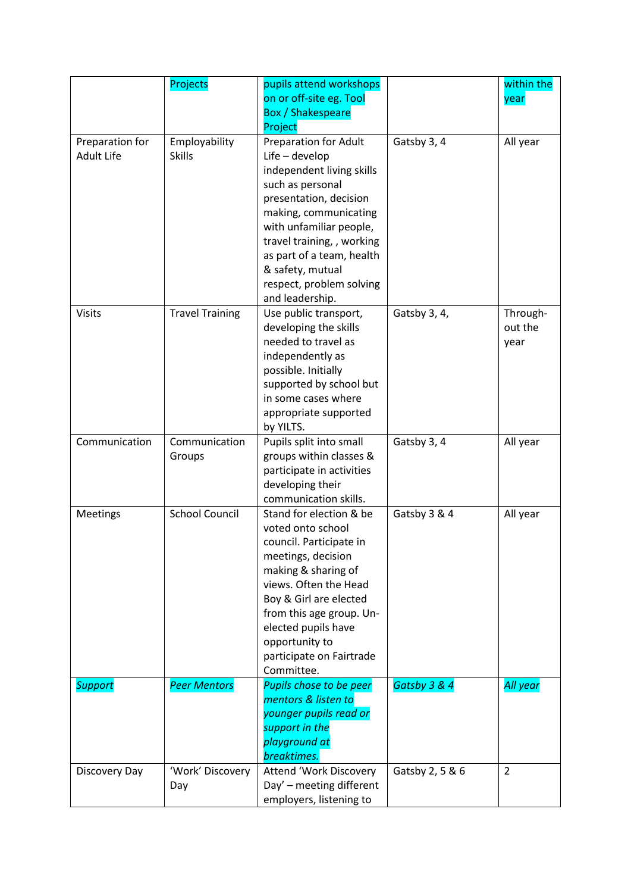|  | Projects | pupils attend workshops on or off-site eg. Tool Box / Shakespeare Project |  | within the year |
|---|---|---|---|---|
| Preparation for Adult Life | Employability Skills | Preparation for Adult Life – develop independent living skills such as personal presentation, decision making, communicating with unfamiliar people, travel training, , working as part of a team, health & safety, mutual respect, problem solving and leadership. | Gatsby 3, 4 | All year |
| Visits | Travel Training | Use public transport, developing the skills needed to travel as independently as possible. Initially supported by school but in some cases where appropriate supported by YILTS. | Gatsby 3, 4, | Through-out the year |
| Communication | Communication Groups | Pupils split into small groups within classes & participate in activities developing their communication skills. | Gatsby 3, 4 | All year |
| Meetings | School Council | Stand for election & be voted onto school council. Participate in meetings, decision making & sharing of views. Often the Head Boy & Girl are elected from this age group. Un-elected pupils have opportunity to participate on Fairtrade Committee. | Gatsby 3 & 4 | All year |
| *Support* | *Peer Mentors* | *Pupils chose to be peer mentors & listen to younger pupils read or support in the playground at breaktimes.* | *Gatsby 3 & 4* | *All year* |
| Discovery Day | 'Work' Discovery Day | Attend 'Work Discovery Day' – meeting different employers, listening to | Gatsby 2, 5 & 6 | 2 |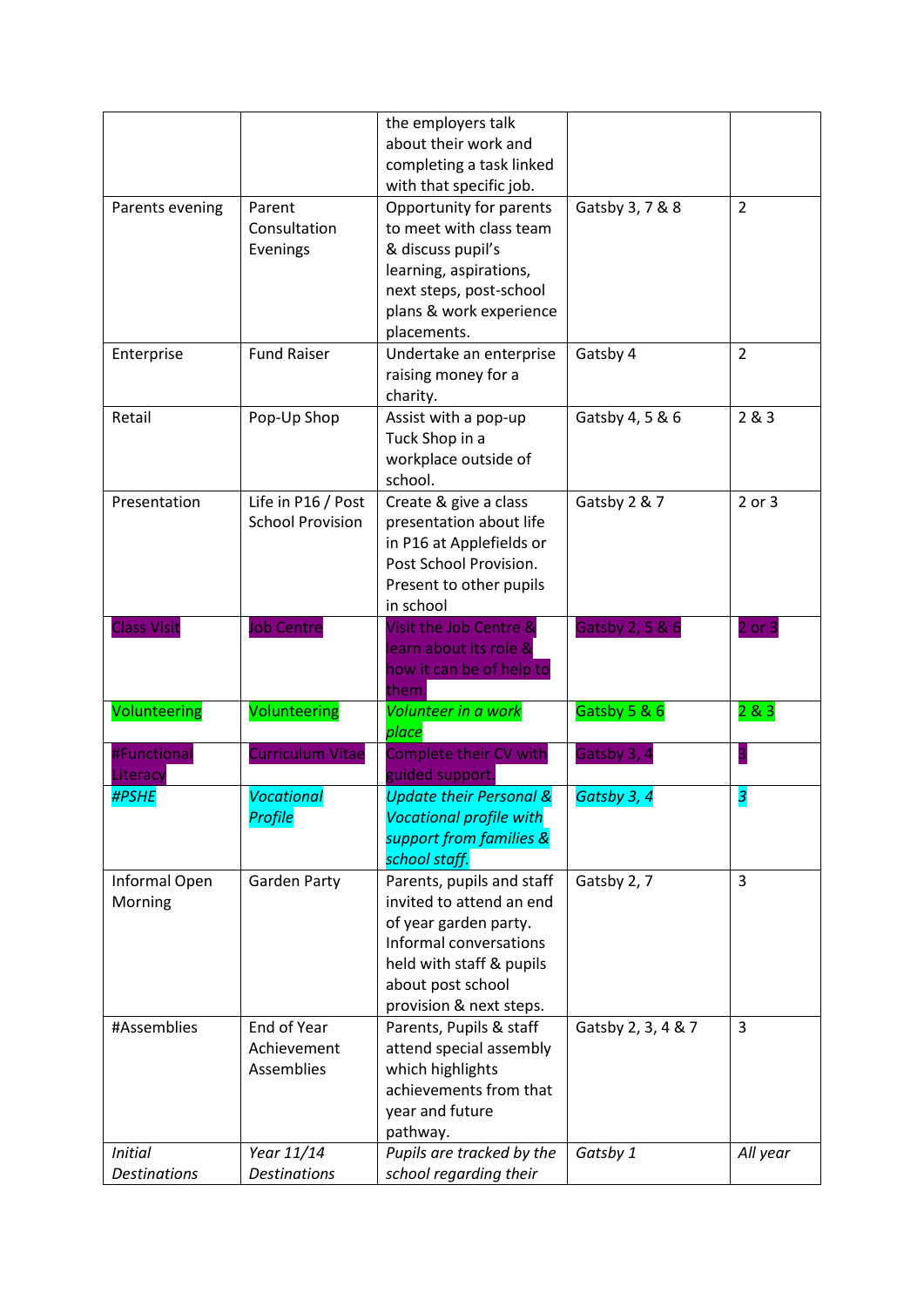| | | the employers talk about their work and completing a task linked with that specific job. | | |
|---|---|---|---|---|
| Parents evening | Parent Consultation Evenings | Opportunity for parents to meet with class team & discuss pupil's learning, aspirations, next steps, post-school plans & work experience placements. | Gatsby 3, 7 & 8 | 2 |
| Enterprise | Fund Raiser | Undertake an enterprise raising money for a charity. | Gatsby 4 | 2 |
| Retail | Pop-Up Shop | Assist with a pop-up Tuck Shop in a workplace outside of school. | Gatsby 4, 5 & 6 | 2 & 3 |
| Presentation | Life in P16 / Post School Provision | Create & give a class presentation about life in P16 at Applefields or Post School Provision. Present to other pupils in school | Gatsby 2 & 7 | 2 or 3 |
| Class Visit | Job Centre | Visit the Job Centre & learn about its role & how it can be of help to them. | Gatsby 2, 5 & 6 | 2 or 3 |
| Volunteering | Volunteering | *Volunteer in a work place* | Gatsby 5 & 6 | 2 & 3 |
| #Functional Literacy | Curriculum Vitae | Complete their CV with guided support. | Gatsby 3, 4 | 3 |
| *#PSHE* | *Vocational Profile* | *Update their Personal & Vocational profile with support from families & school staff.* | *Gatsby 3, 4* | *3* |
| Informal Open Morning | Garden Party | Parents, pupils and staff invited to attend an end of year garden party. Informal conversations held with staff & pupils about post school provision & next steps. | Gatsby 2, 7 | 3 |
| #Assemblies | End of Year Achievement Assemblies | Parents, Pupils & staff attend special assembly which highlights achievements from that year and future pathway. | Gatsby 2, 3, 4 & 7 | 3 |
| *Initial Destinations* | *Year 11/14 Destinations* | *Pupils are tracked by the school regarding their* | *Gatsby 1* | *All year* |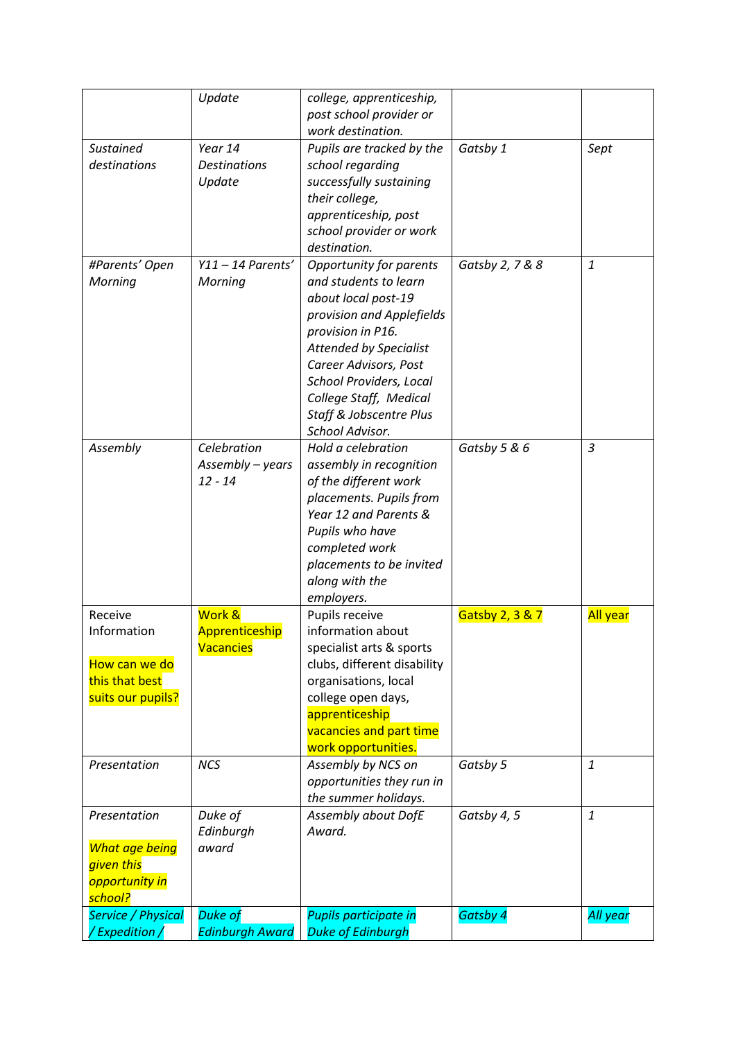| | | | | |
|---|---|---|---|---|
| | *Update* | *college, apprenticeship, post school provider or work destination.* | | |
| *Sustained destinations* | *Year 14 Destinations Update* | *Pupils are tracked by the school regarding successfully sustaining their college, apprenticeship, post school provider or work destination.* | *Gatsby 1* | *Sept* |
| *#Parents' Open Morning* | *Y11 – 14 Parents' Morning* | *Opportunity for parents and students to learn about local post-19 provision and Applefields provision in P16. Attended by Specialist Career Advisors, Post School Providers, Local College Staff, Medical Staff & Jobscentre Plus School Advisor.* | *Gatsby 2, 7 & 8* | *1* |
| *Assembly* | *Celebration Assembly – years 12 - 14* | *Hold a celebration assembly in recognition of the different work placements. Pupils from Year 12 and Parents & Pupils who have completed work placements to be invited along with the employers.* | *Gatsby 5 & 6* | *3* |
| Receive Information<br><br>How can we do this that best suits our pupils? | Work & Apprenticeship Vacancies | Pupils receive information about specialist arts & sports clubs, different disability organisations, local college open days, apprenticeship vacancies and part time work opportunities. | Gatsby 2, 3 & 7 | All year |
| *Presentation* | *NCS* | *Assembly by NCS on opportunities they run in the summer holidays.* | *Gatsby 5* | *1* |
| *Presentation*<br><br>*What age being given this opportunity in school?* | *Duke of Edinburgh award* | *Assembly about DofE Award.* | *Gatsby 4, 5* | *1* |
| *Service / Physical / Expedition /* | *Duke of Edinburgh Award* | *Pupils participate in Duke of Edinburgh* | *Gatsby 4* | *All year* |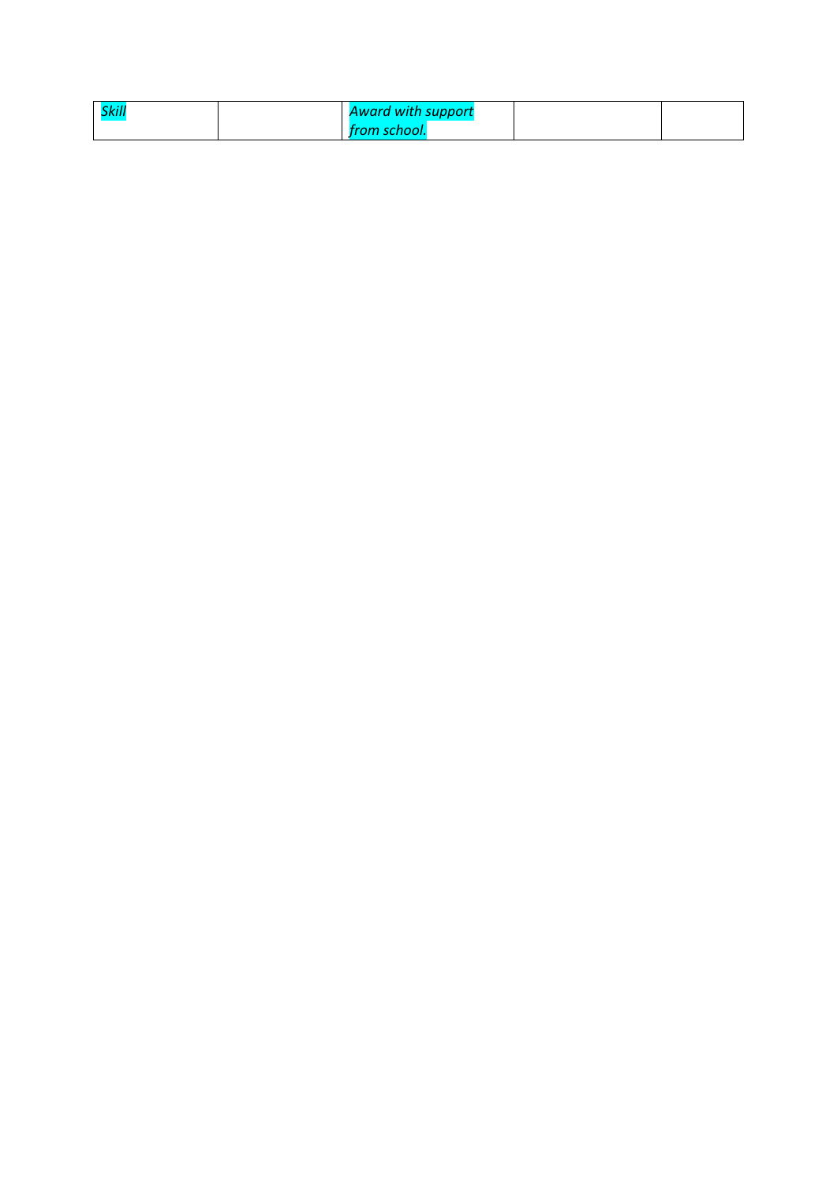| | | | | |
|---|---|---|---|---|
| *Skill* | | *Award with support from school.* | | |